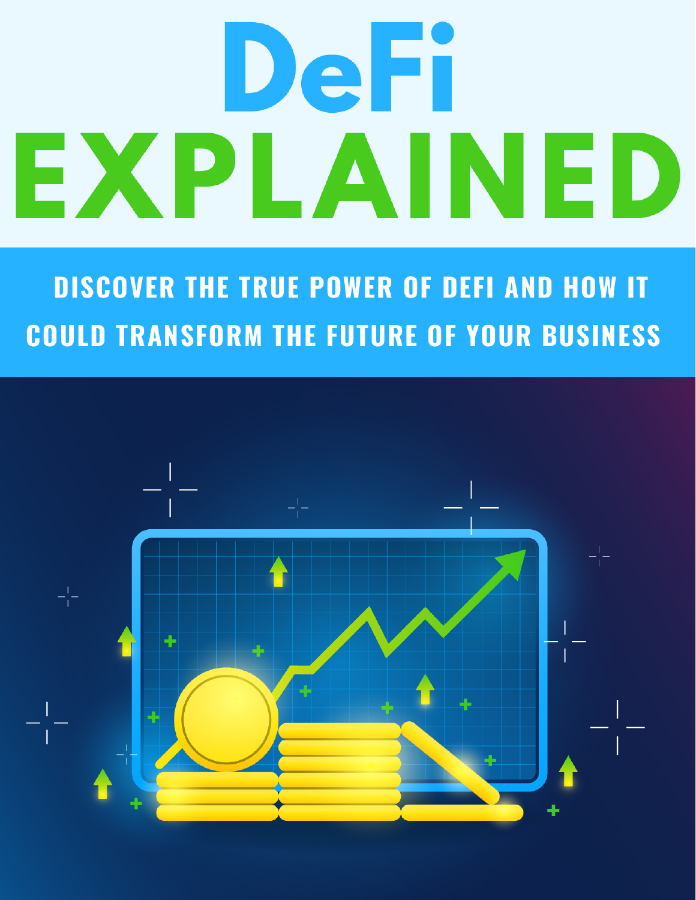# DeFi EXPLAINED

**DISCOVER THE TRUE POWER OF DEFI AND HOW IT COULD TRANSFORM THE FUTURE OF YOUR BUSINESS**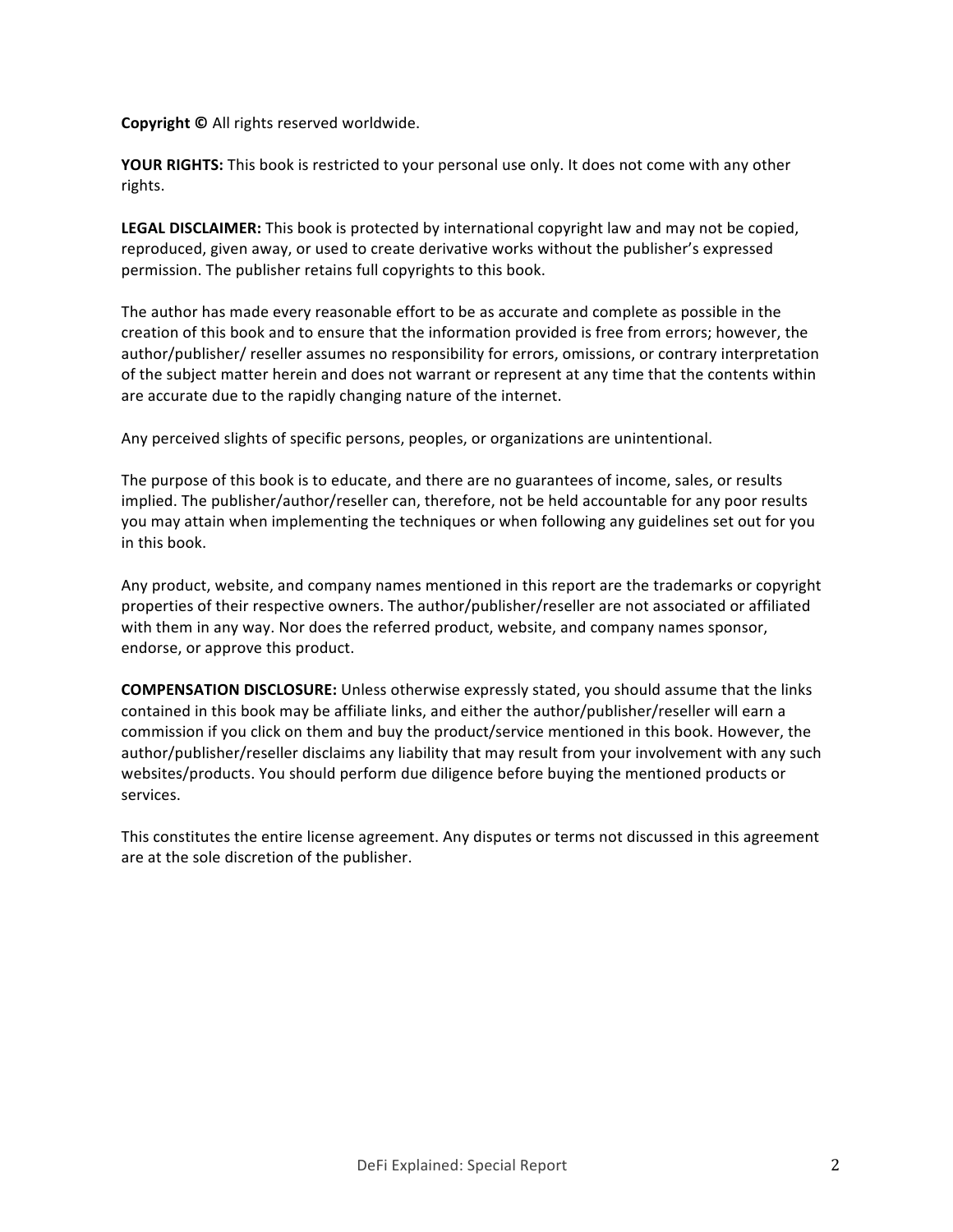**Copyright ©** All rights reserved worldwide.

**YOUR RIGHTS:** This book is restricted to your personal use only. It does not come with any other rights.

**LEGAL DISCLAIMER:** This book is protected by international copyright law and may not be copied, reproduced, given away, or used to create derivative works without the publisher's expressed permission. The publisher retains full copyrights to this book.

The author has made every reasonable effort to be as accurate and complete as possible in the creation of this book and to ensure that the information provided is free from errors; however, the author/publisher/ reseller assumes no responsibility for errors, omissions, or contrary interpretation of the subject matter herein and does not warrant or represent at any time that the contents within are accurate due to the rapidly changing nature of the internet.

Any perceived slights of specific persons, peoples, or organizations are unintentional.

The purpose of this book is to educate, and there are no guarantees of income, sales, or results implied. The publisher/author/reseller can, therefore, not be held accountable for any poor results you may attain when implementing the techniques or when following any guidelines set out for you in this book.

Any product, website, and company names mentioned in this report are the trademarks or copyright properties of their respective owners. The author/publisher/reseller are not associated or affiliated with them in any way. Nor does the referred product, website, and company names sponsor, endorse, or approve this product.

**COMPENSATION DISCLOSURE:** Unless otherwise expressly stated, you should assume that the links contained in this book may be affiliate links, and either the author/publisher/reseller will earn a commission if you click on them and buy the product/service mentioned in this book. However, the author/publisher/reseller disclaims any liability that may result from your involvement with any such websites/products. You should perform due diligence before buying the mentioned products or services.

This constitutes the entire license agreement. Any disputes or terms not discussed in this agreement are at the sole discretion of the publisher.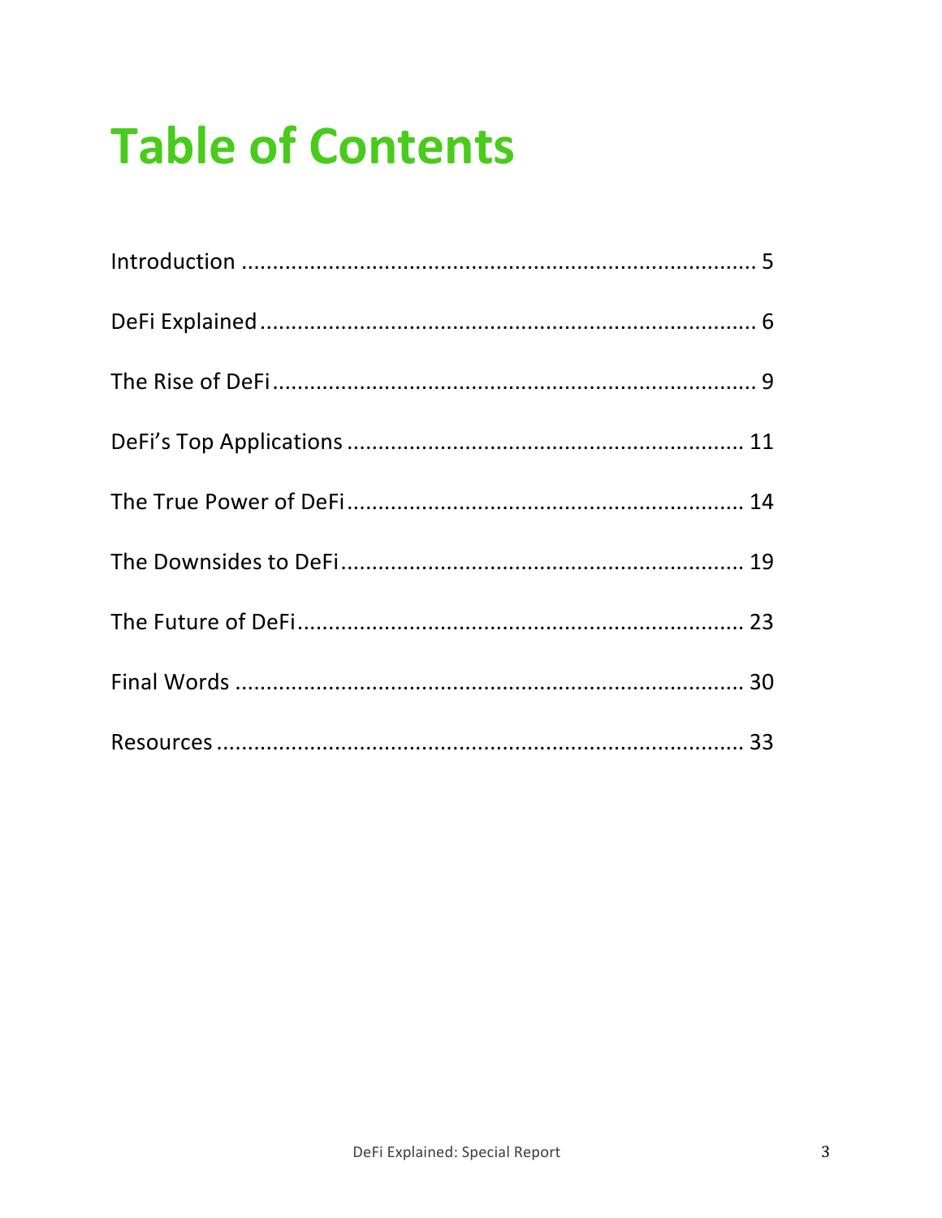# Table of Contents

Introduction ........................................................................... 5

DeFi Explained ......................................................................... 6

The Rise of DeFi ....................................................................... 9

DeFi's Top Applications ............................................................ 11

The True Power of DeFi ............................................................ 14

The Downsides to DeFi .............................................................. 19

The Future of DeFi .................................................................... 23

Final Words ............................................................................. 30

Resources ................................................................................ 33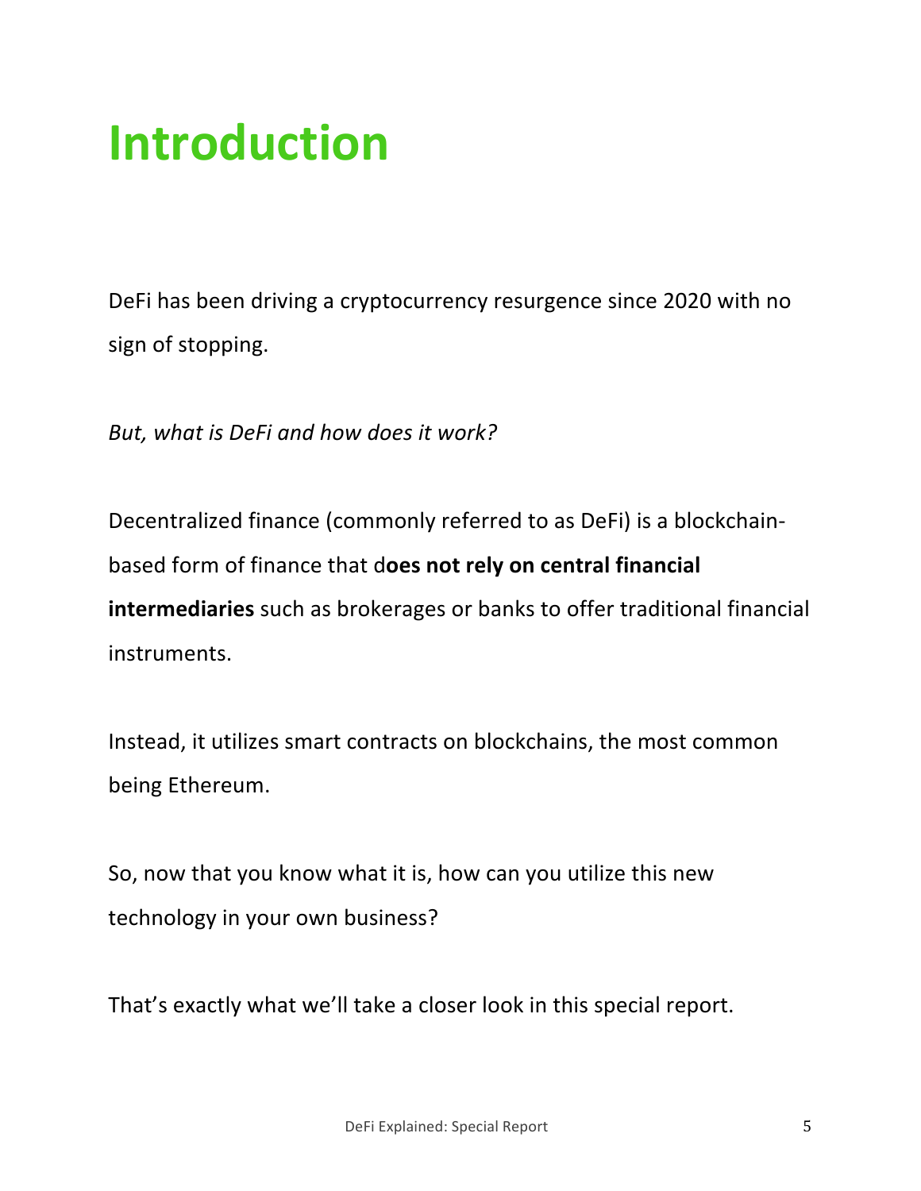# Introduction

DeFi has been driving a cryptocurrency resurgence since 2020 with no sign of stopping.

*But, what is DeFi and how does it work?*

Decentralized finance (commonly referred to as DeFi) is a blockchain-based form of finance that d**oes not rely on central financial intermediaries** such as brokerages or banks to offer traditional financial instruments.

Instead, it utilizes smart contracts on blockchains, the most common being Ethereum.

So, now that you know what it is, how can you utilize this new technology in your own business?

That's exactly what we'll take a closer look in this special report.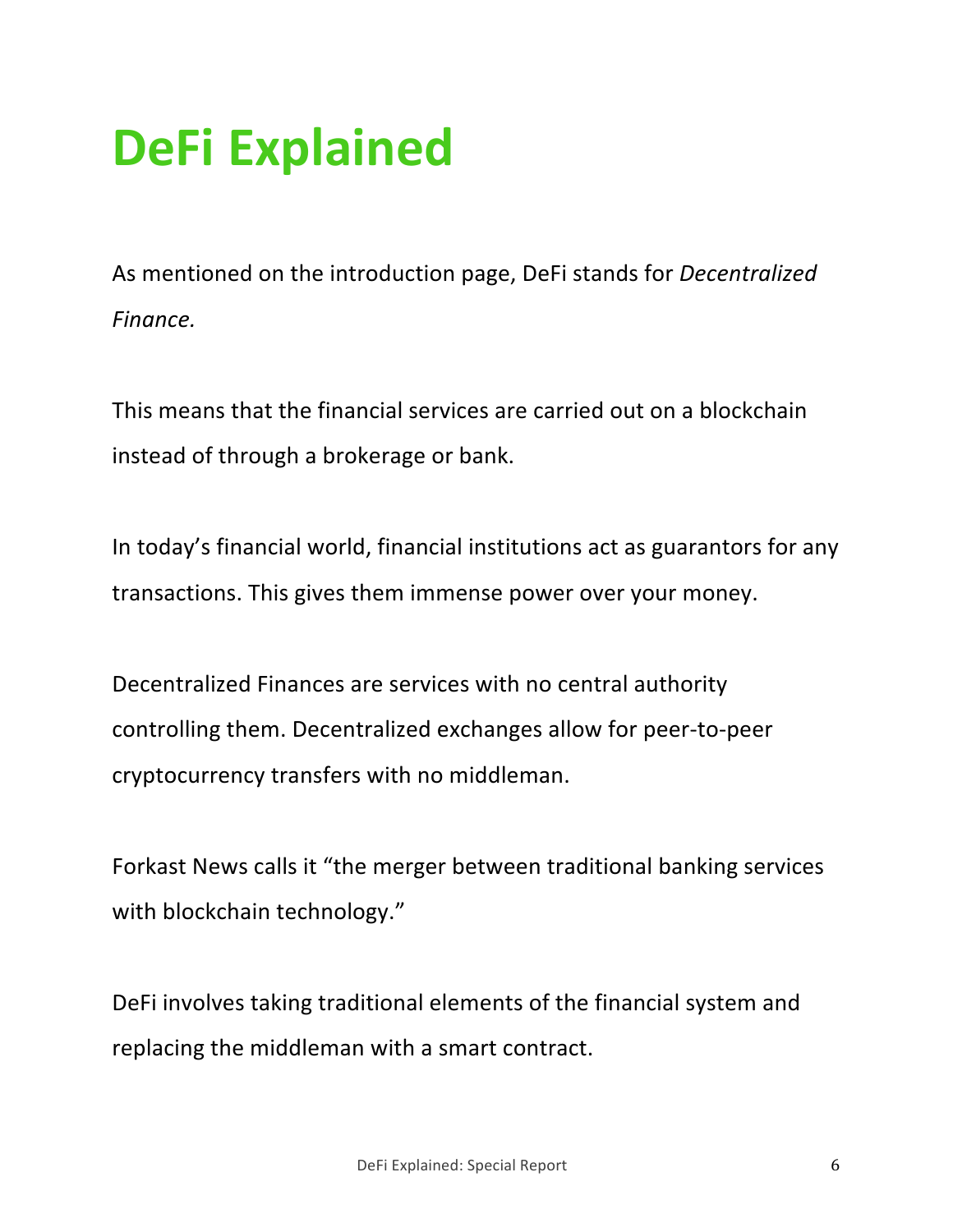# DeFi Explained

As mentioned on the introduction page, DeFi stands for *Decentralized Finance.*

This means that the financial services are carried out on a blockchain instead of through a brokerage or bank.

In today's financial world, financial institutions act as guarantors for any transactions. This gives them immense power over your money.

Decentralized Finances are services with no central authority controlling them. Decentralized exchanges allow for peer-to-peer cryptocurrency transfers with no middleman.

Forkast News calls it "the merger between traditional banking services with blockchain technology."

DeFi involves taking traditional elements of the financial system and replacing the middleman with a smart contract.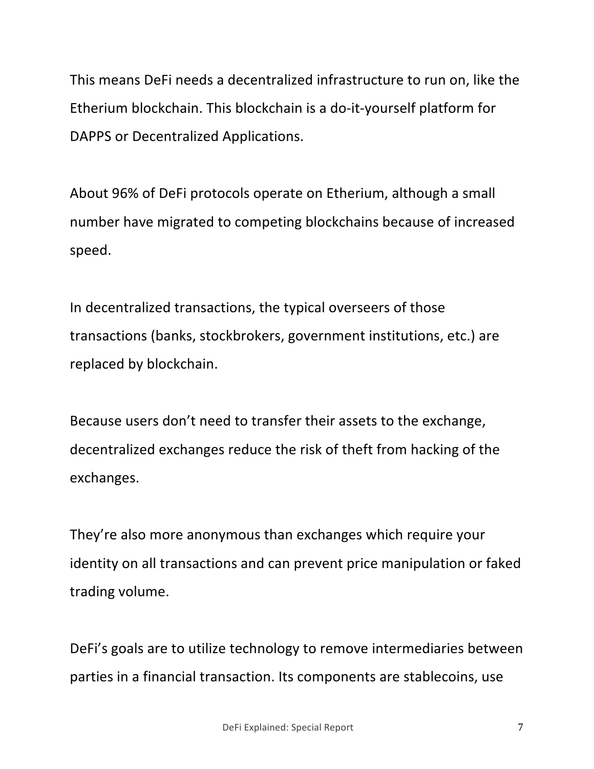This means DeFi needs a decentralized infrastructure to run on, like the Etherium blockchain. This blockchain is a do-it-yourself platform for DAPPS or Decentralized Applications.

About 96% of DeFi protocols operate on Etherium, although a small number have migrated to competing blockchains because of increased speed.

In decentralized transactions, the typical overseers of those transactions (banks, stockbrokers, government institutions, etc.) are replaced by blockchain.

Because users don't need to transfer their assets to the exchange, decentralized exchanges reduce the risk of theft from hacking of the exchanges.

They're also more anonymous than exchanges which require your identity on all transactions and can prevent price manipulation or faked trading volume.

DeFi's goals are to utilize technology to remove intermediaries between parties in a financial transaction. Its components are stablecoins, use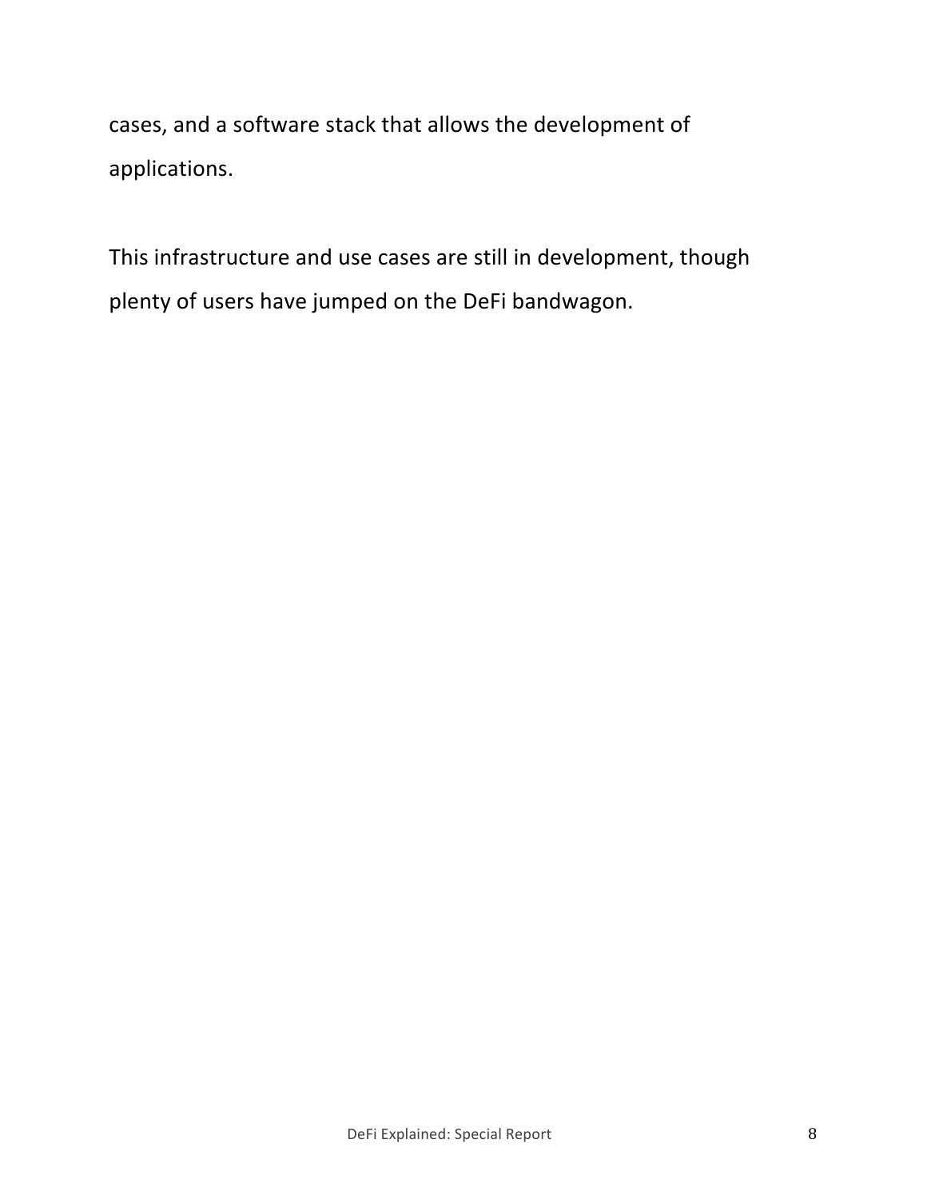cases, and a software stack that allows the development of applications.

This infrastructure and use cases are still in development, though plenty of users have jumped on the DeFi bandwagon.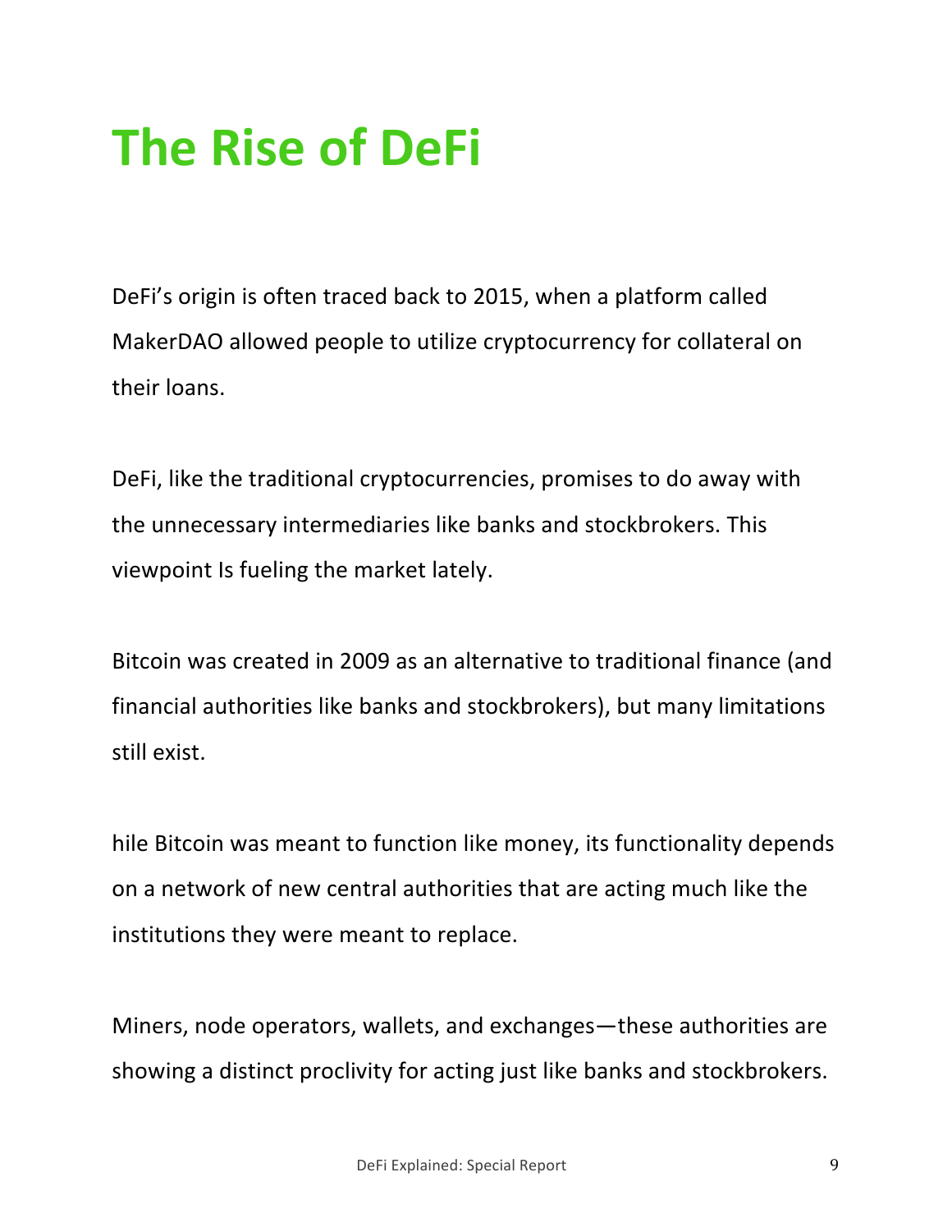# The Rise of DeFi

DeFi's origin is often traced back to 2015, when a platform called MakerDAO allowed people to utilize cryptocurrency for collateral on their loans.

DeFi, like the traditional cryptocurrencies, promises to do away with the unnecessary intermediaries like banks and stockbrokers. This viewpoint Is fueling the market lately.

Bitcoin was created in 2009 as an alternative to traditional finance (and financial authorities like banks and stockbrokers), but many limitations still exist.

hile Bitcoin was meant to function like money, its functionality depends on a network of new central authorities that are acting much like the institutions they were meant to replace.

Miners, node operators, wallets, and exchanges—these authorities are showing a distinct proclivity for acting just like banks and stockbrokers.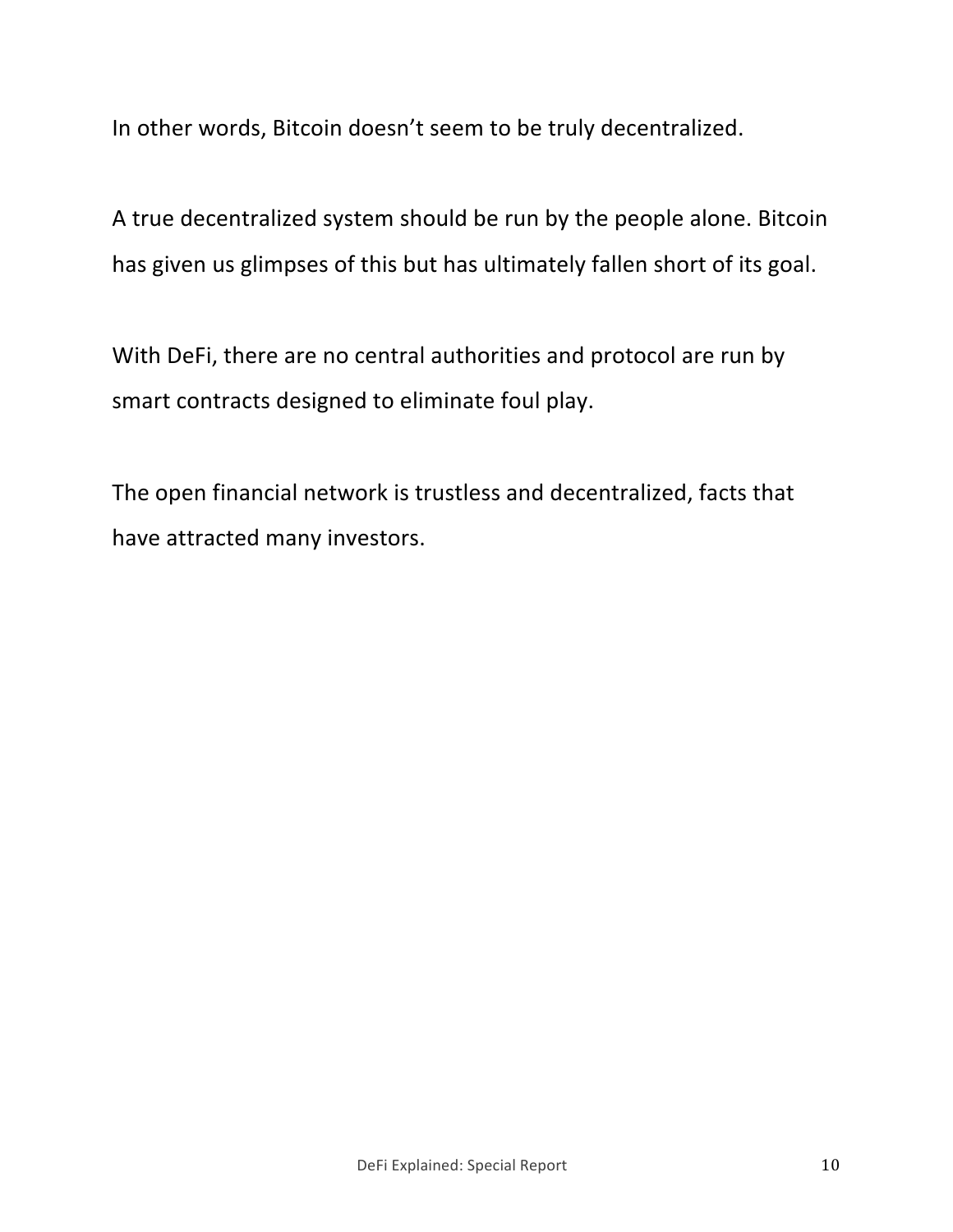In other words, Bitcoin doesn't seem to be truly decentralized.

A true decentralized system should be run by the people alone. Bitcoin has given us glimpses of this but has ultimately fallen short of its goal.

With DeFi, there are no central authorities and protocol are run by smart contracts designed to eliminate foul play.

The open financial network is trustless and decentralized, facts that have attracted many investors.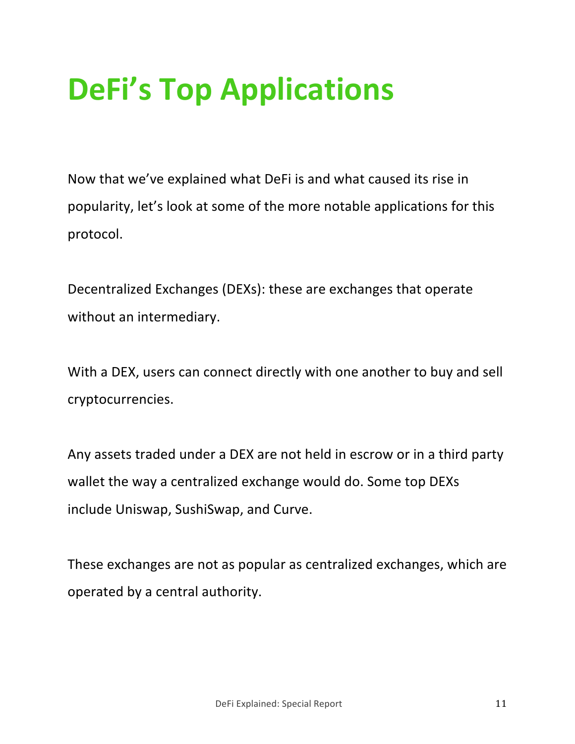# DeFi's Top Applications

Now that we've explained what DeFi is and what caused its rise in popularity, let's look at some of the more notable applications for this protocol.

Decentralized Exchanges (DEXs): these are exchanges that operate without an intermediary.

With a DEX, users can connect directly with one another to buy and sell cryptocurrencies.

Any assets traded under a DEX are not held in escrow or in a third party wallet the way a centralized exchange would do. Some top DEXs include Uniswap, SushiSwap, and Curve.

These exchanges are not as popular as centralized exchanges, which are operated by a central authority.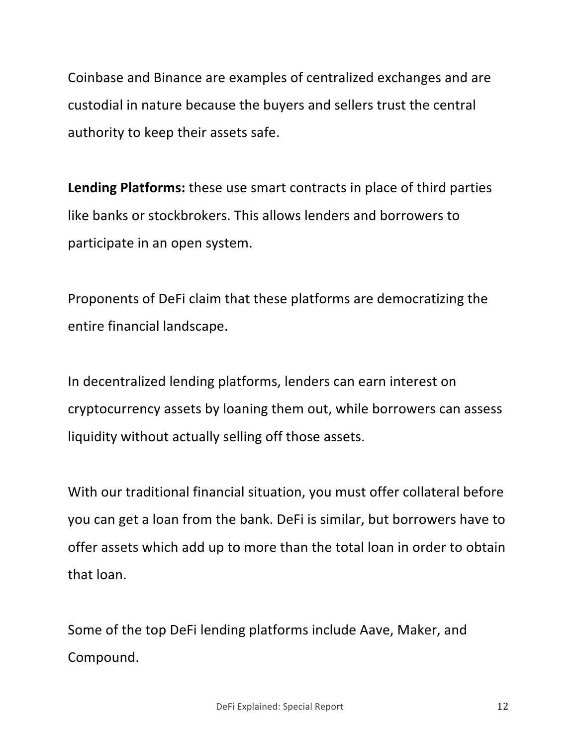Coinbase and Binance are examples of centralized exchanges and are custodial in nature because the buyers and sellers trust the central authority to keep their assets safe.

**Lending Platforms:** these use smart contracts in place of third parties like banks or stockbrokers. This allows lenders and borrowers to participate in an open system.

Proponents of DeFi claim that these platforms are democratizing the entire financial landscape.

In decentralized lending platforms, lenders can earn interest on cryptocurrency assets by loaning them out, while borrowers can assess liquidity without actually selling off those assets.

With our traditional financial situation, you must offer collateral before you can get a loan from the bank. DeFi is similar, but borrowers have to offer assets which add up to more than the total loan in order to obtain that loan.

Some of the top DeFi lending platforms include Aave, Maker, and Compound.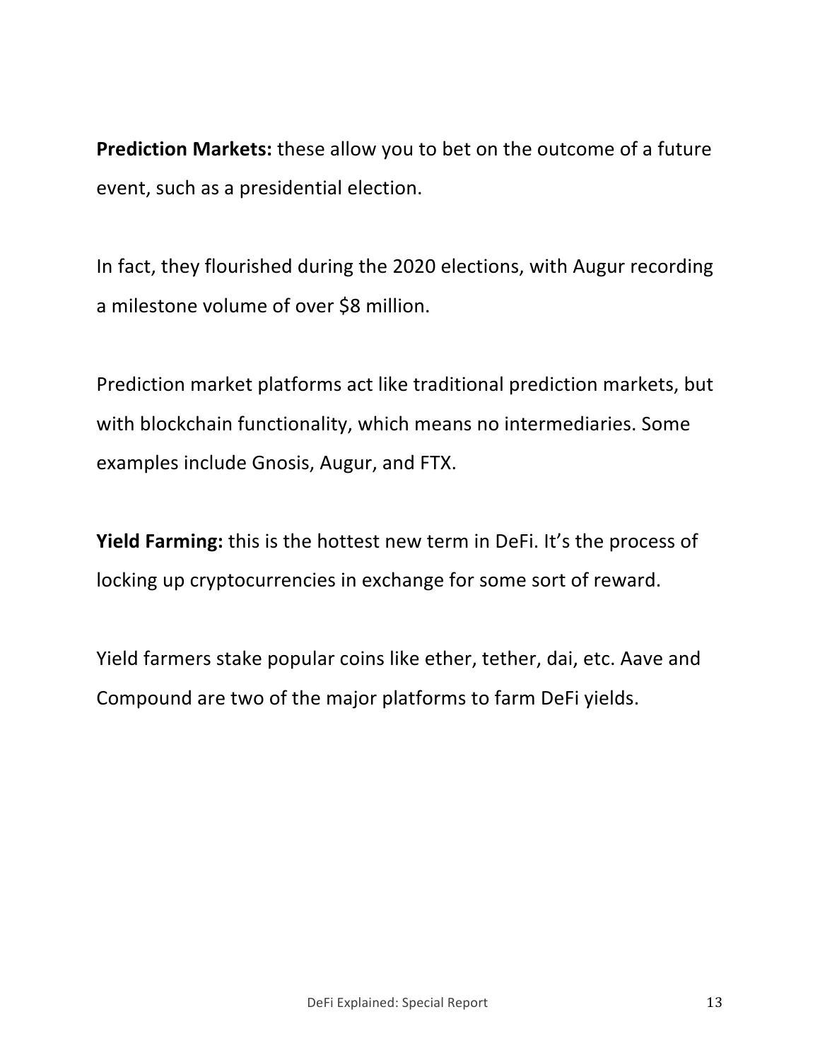**Prediction Markets:** these allow you to bet on the outcome of a future event, such as a presidential election.

In fact, they flourished during the 2020 elections, with Augur recording a milestone volume of over $8 million.

Prediction market platforms act like traditional prediction markets, but with blockchain functionality, which means no intermediaries. Some examples include Gnosis, Augur, and FTX.

**Yield Farming:** this is the hottest new term in DeFi. It's the process of locking up cryptocurrencies in exchange for some sort of reward.

Yield farmers stake popular coins like ether, tether, dai, etc. Aave and Compound are two of the major platforms to farm DeFi yields.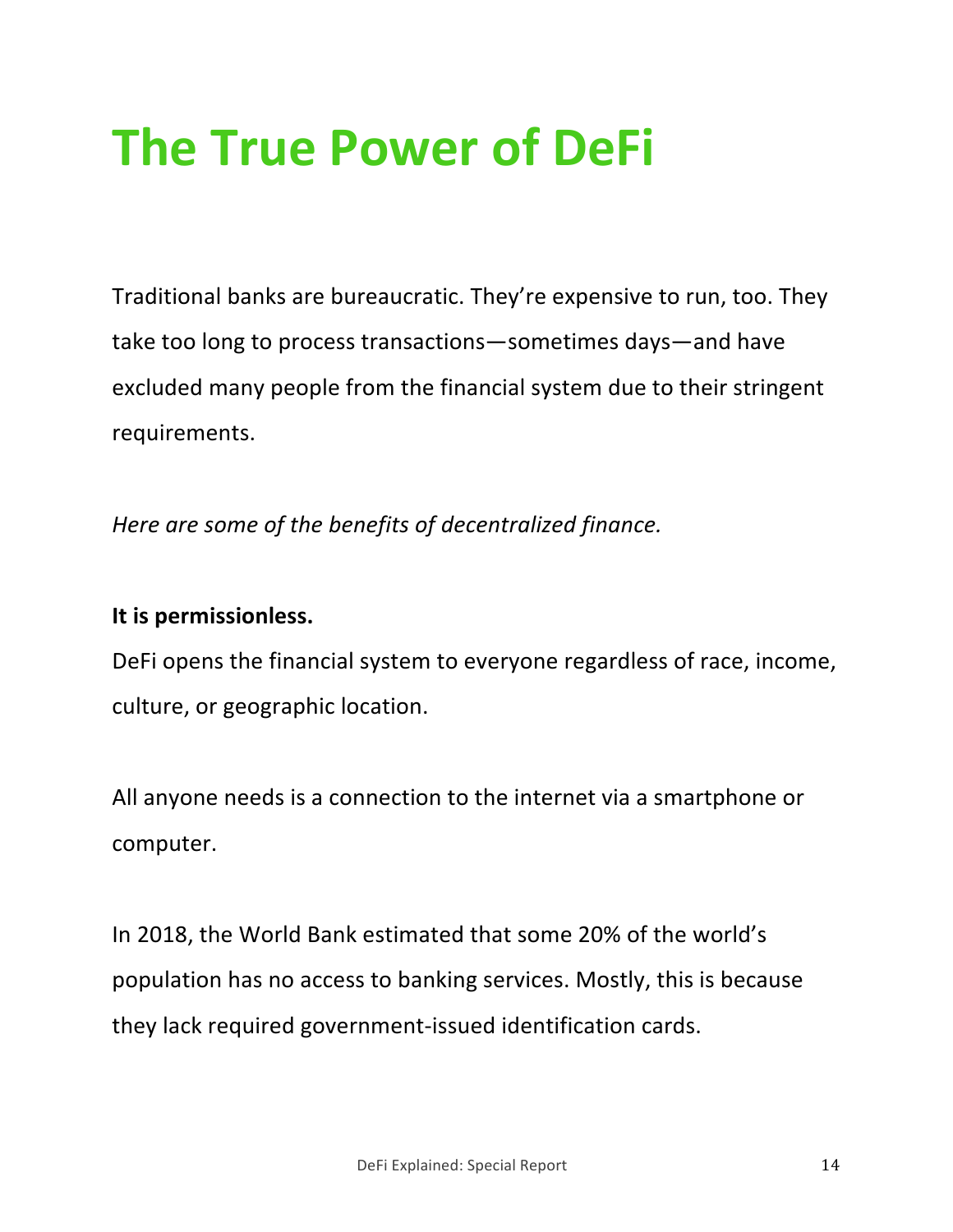# The True Power of DeFi

Traditional banks are bureaucratic. They're expensive to run, too. They take too long to process transactions—sometimes days—and have excluded many people from the financial system due to their stringent requirements.

*Here are some of the benefits of decentralized finance.*

**It is permissionless.**

DeFi opens the financial system to everyone regardless of race, income, culture, or geographic location.

All anyone needs is a connection to the internet via a smartphone or computer.

In 2018, the World Bank estimated that some 20% of the world's population has no access to banking services. Mostly, this is because they lack required government-issued identification cards.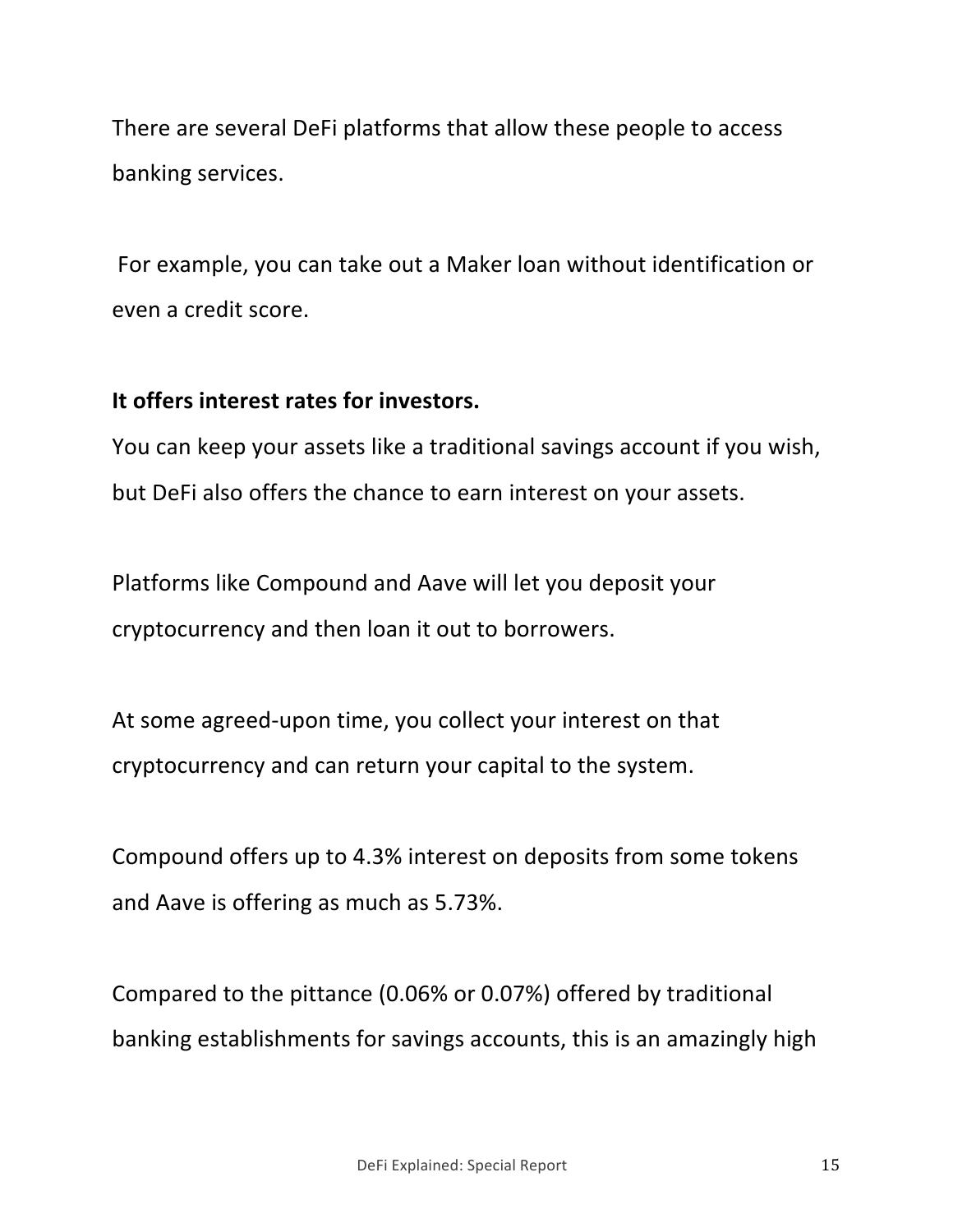There are several DeFi platforms that allow these people to access banking services.

For example, you can take out a Maker loan without identification or even a credit score.

**It offers interest rates for investors.**

You can keep your assets like a traditional savings account if you wish, but DeFi also offers the chance to earn interest on your assets.

Platforms like Compound and Aave will let you deposit your cryptocurrency and then loan it out to borrowers.

At some agreed-upon time, you collect your interest on that cryptocurrency and can return your capital to the system.

Compound offers up to 4.3% interest on deposits from some tokens and Aave is offering as much as 5.73%.

Compared to the pittance (0.06% or 0.07%) offered by traditional banking establishments for savings accounts, this is an amazingly high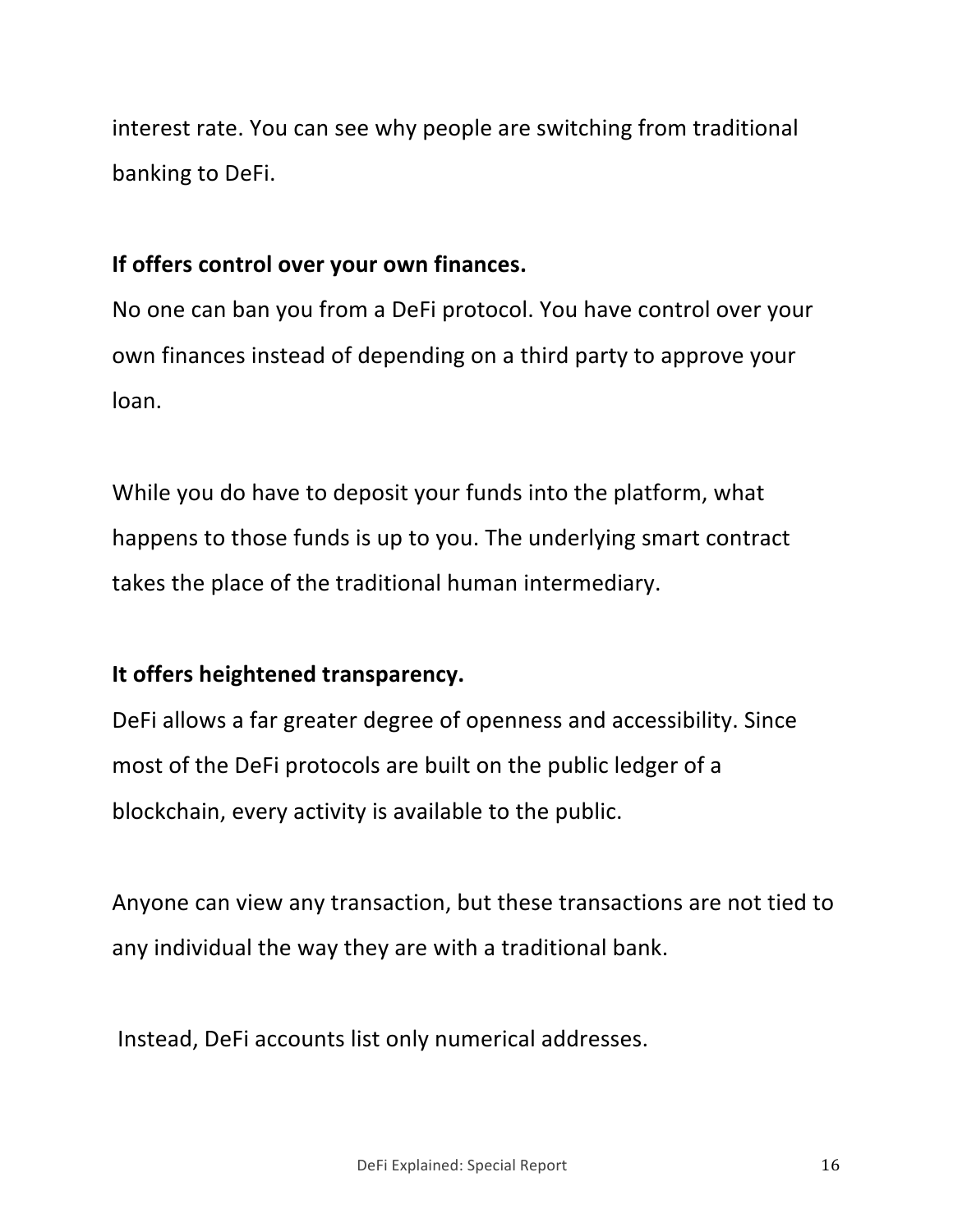interest rate. You can see why people are switching from traditional banking to DeFi.

**If offers control over your own finances.**

No one can ban you from a DeFi protocol. You have control over your own finances instead of depending on a third party to approve your loan.

While you do have to deposit your funds into the platform, what happens to those funds is up to you. The underlying smart contract takes the place of the traditional human intermediary.

**It offers heightened transparency.**

DeFi allows a far greater degree of openness and accessibility. Since most of the DeFi protocols are built on the public ledger of a blockchain, every activity is available to the public.

Anyone can view any transaction, but these transactions are not tied to any individual the way they are with a traditional bank.

Instead, DeFi accounts list only numerical addresses.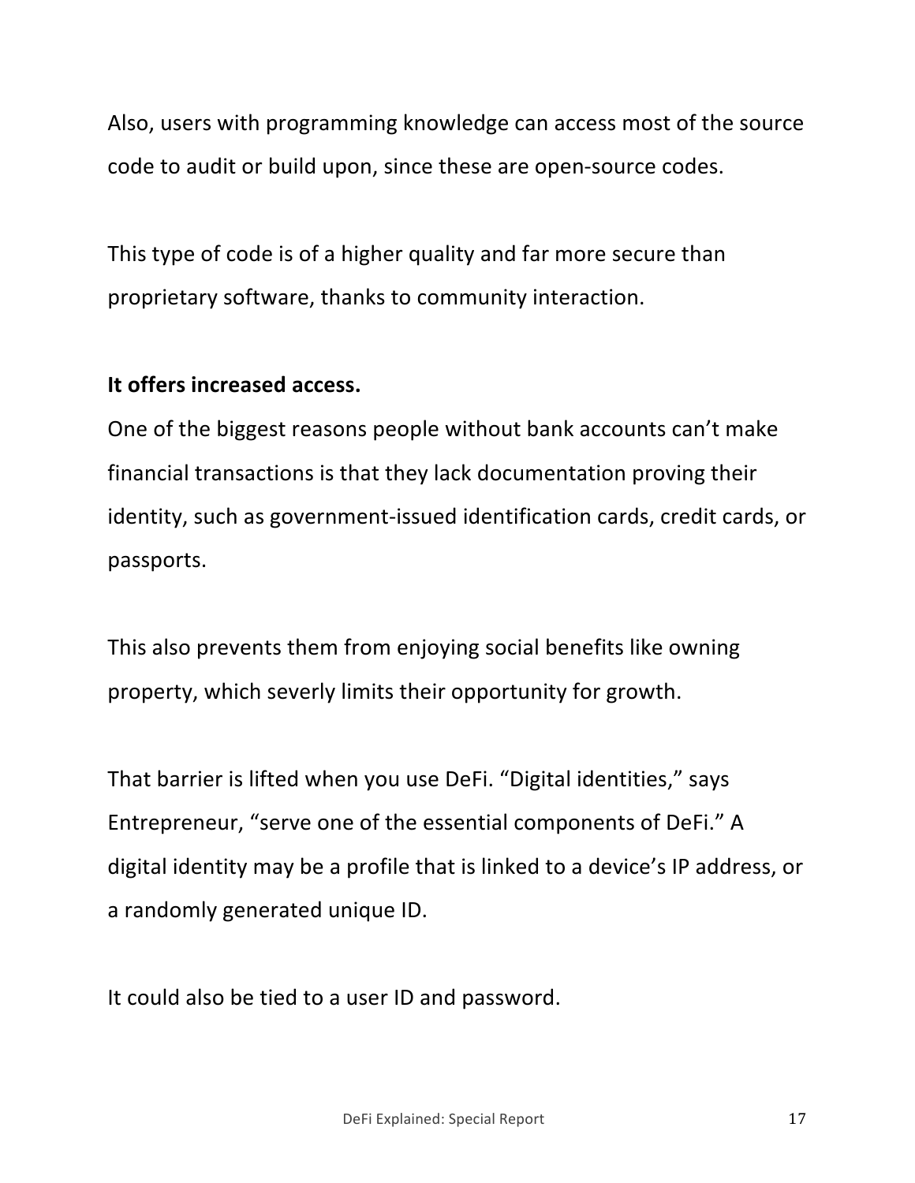Also, users with programming knowledge can access most of the source code to audit or build upon, since these are open-source codes.

This type of code is of a higher quality and far more secure than proprietary software, thanks to community interaction.

**It offers increased access.**

One of the biggest reasons people without bank accounts can't make financial transactions is that they lack documentation proving their identity, such as government-issued identification cards, credit cards, or passports.

This also prevents them from enjoying social benefits like owning property, which severly limits their opportunity for growth.

That barrier is lifted when you use DeFi. "Digital identities," says Entrepreneur, "serve one of the essential components of DeFi." A digital identity may be a profile that is linked to a device's IP address, or a randomly generated unique ID.

It could also be tied to a user ID and password.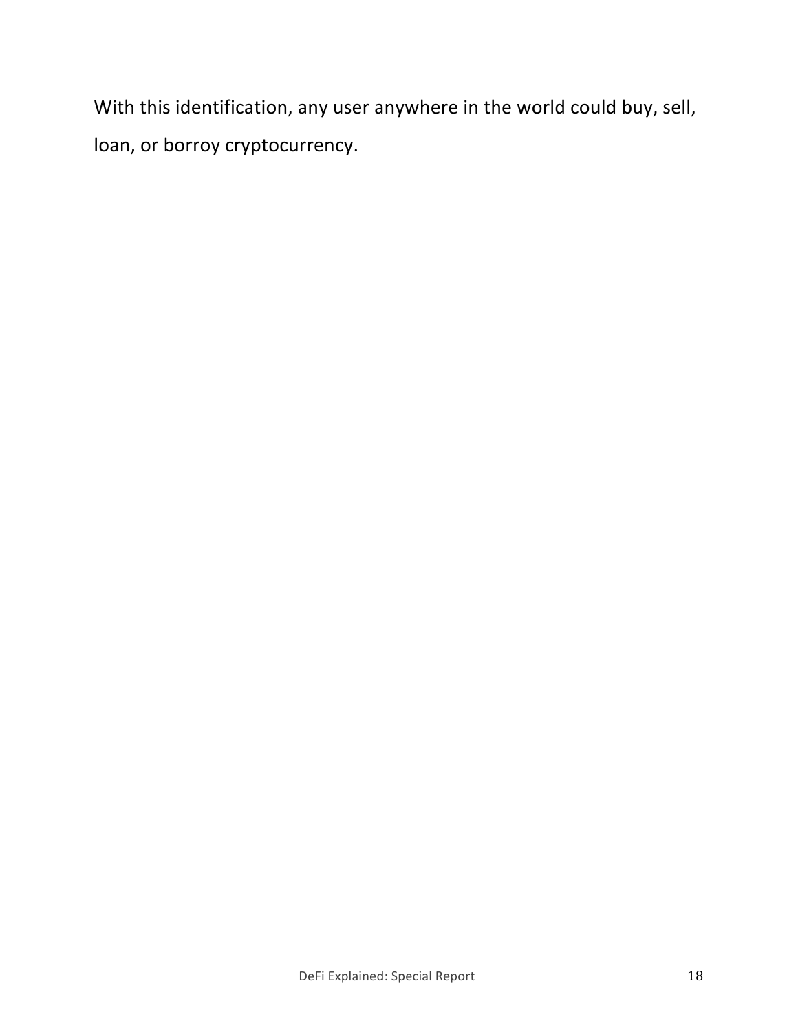With this identification, any user anywhere in the world could buy, sell, loan, or borroy cryptocurrency.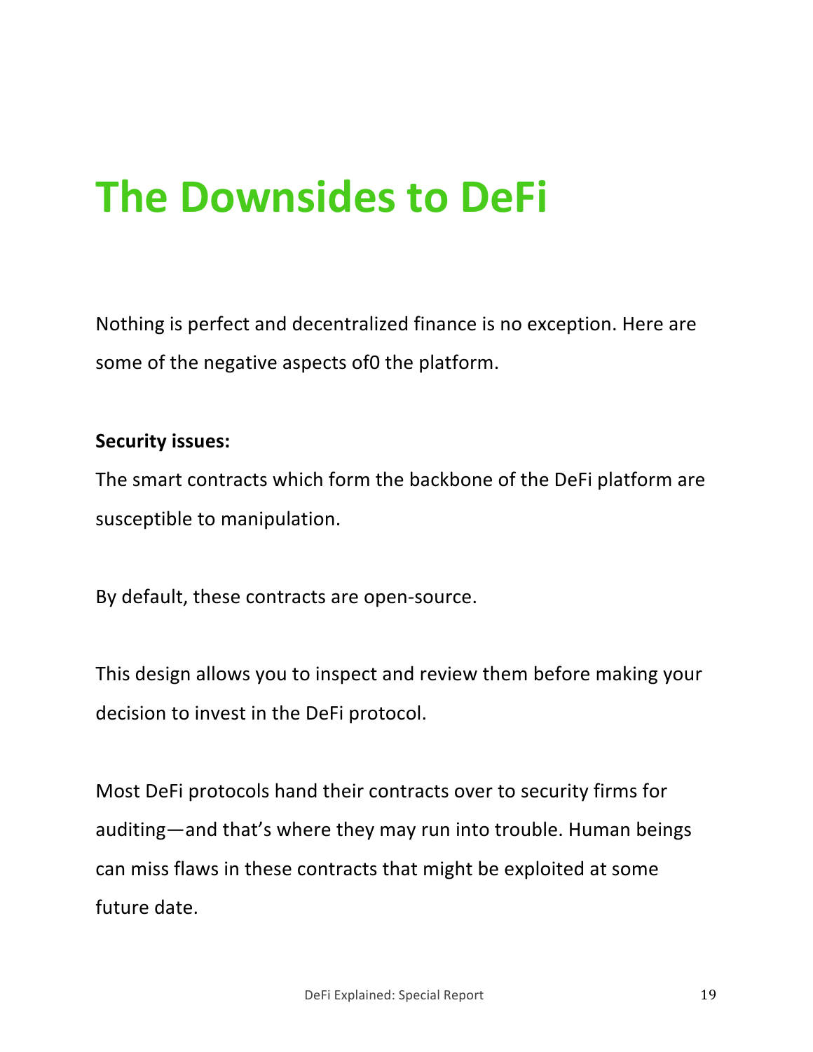# The Downsides to DeFi

Nothing is perfect and decentralized finance is no exception. Here are some of the negative aspects of0 the platform.

**Security issues:**

The smart contracts which form the backbone of the DeFi platform are susceptible to manipulation.

By default, these contracts are open-source.

This design allows you to inspect and review them before making your decision to invest in the DeFi protocol.

Most DeFi protocols hand their contracts over to security firms for auditing—and that's where they may run into trouble. Human beings can miss flaws in these contracts that might be exploited at some future date.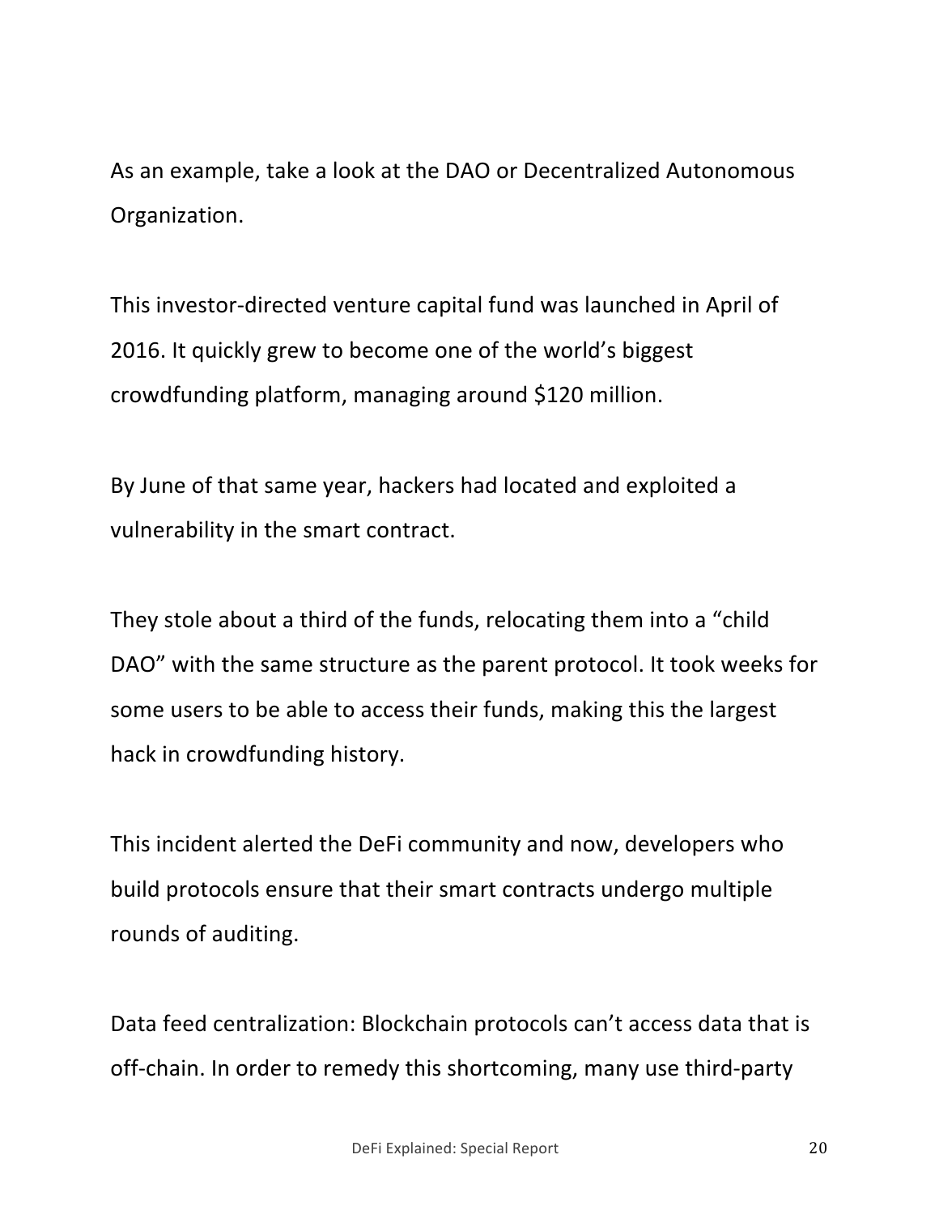As an example, take a look at the DAO or Decentralized Autonomous Organization.

This investor-directed venture capital fund was launched in April of 2016. It quickly grew to become one of the world's biggest crowdfunding platform, managing around $120 million.

By June of that same year, hackers had located and exploited a vulnerability in the smart contract.

They stole about a third of the funds, relocating them into a "child DAO" with the same structure as the parent protocol. It took weeks for some users to be able to access their funds, making this the largest hack in crowdfunding history.

This incident alerted the DeFi community and now, developers who build protocols ensure that their smart contracts undergo multiple rounds of auditing.

Data feed centralization: Blockchain protocols can't access data that is off-chain. In order to remedy this shortcoming, many use third-party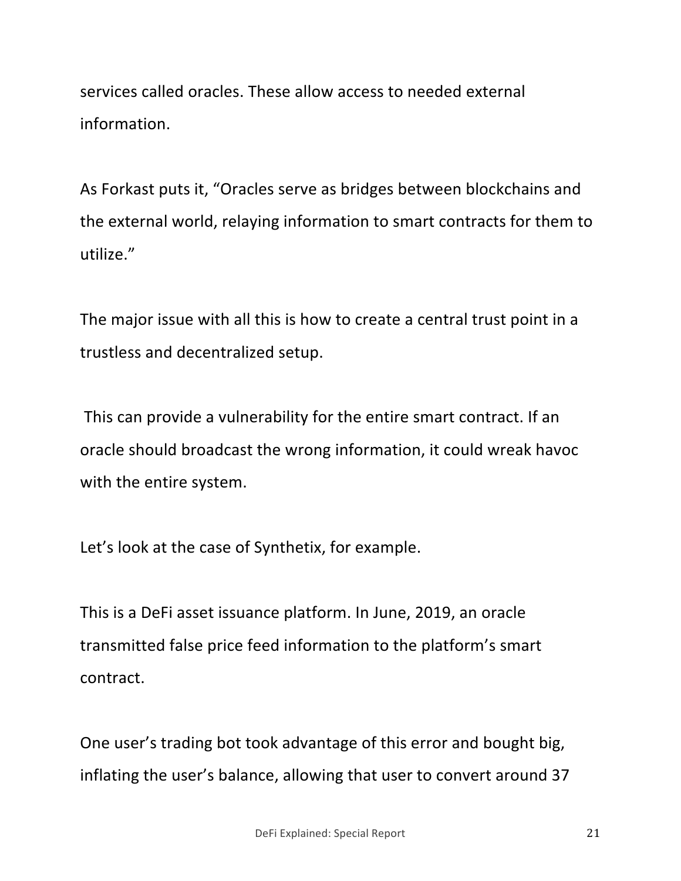services called oracles. These allow access to needed external information.

As Forkast puts it, “Oracles serve as bridges between blockchains and the external world, relaying information to smart contracts for them to utilize.”

The major issue with all this is how to create a central trust point in a trustless and decentralized setup.

This can provide a vulnerability for the entire smart contract. If an oracle should broadcast the wrong information, it could wreak havoc with the entire system.

Let’s look at the case of Synthetix, for example.

This is a DeFi asset issuance platform. In June, 2019, an oracle transmitted false price feed information to the platform’s smart contract.

One user’s trading bot took advantage of this error and bought big, inflating the user’s balance, allowing that user to convert around 37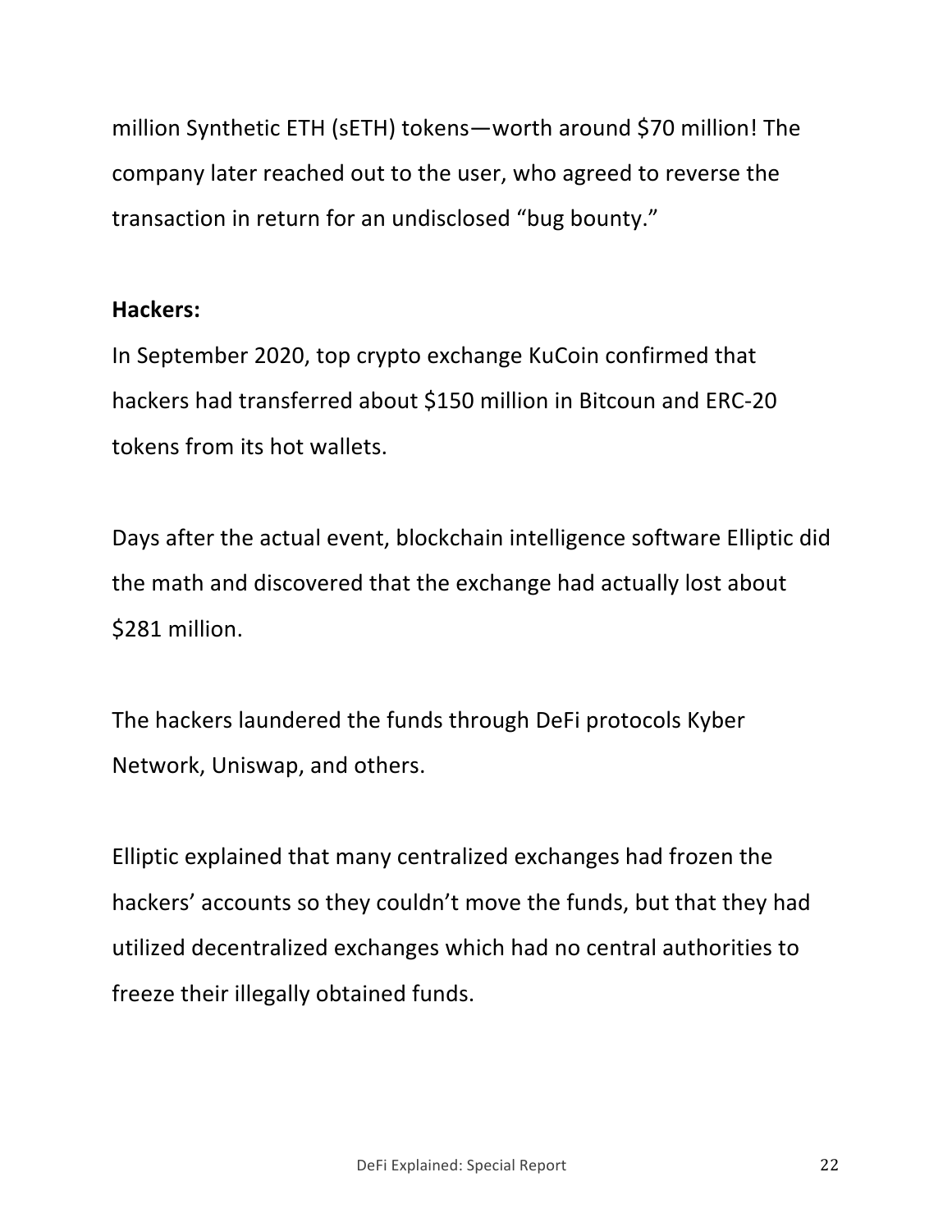million Synthetic ETH (sETH) tokens—worth around $70 million! The company later reached out to the user, who agreed to reverse the transaction in return for an undisclosed “bug bounty.”

**Hackers:**

In September 2020, top crypto exchange KuCoin confirmed that hackers had transferred about $150 million in Bitcoun and ERC-20 tokens from its hot wallets.

Days after the actual event, blockchain intelligence software Elliptic did the math and discovered that the exchange had actually lost about $281 million.

The hackers laundered the funds through DeFi protocols Kyber Network, Uniswap, and others.

Elliptic explained that many centralized exchanges had frozen the hackers’ accounts so they couldn’t move the funds, but that they had utilized decentralized exchanges which had no central authorities to freeze their illegally obtained funds.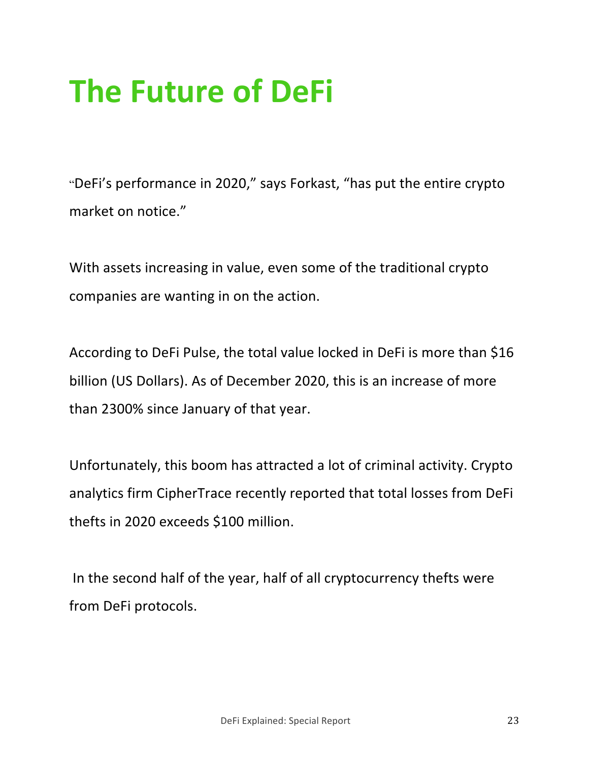# The Future of DeFi

"DeFi's performance in 2020," says Forkast, "has put the entire crypto market on notice."

With assets increasing in value, even some of the traditional crypto companies are wanting in on the action.

According to DeFi Pulse, the total value locked in DeFi is more than $16 billion (US Dollars). As of December 2020, this is an increase of more than 2300% since January of that year.

Unfortunately, this boom has attracted a lot of criminal activity. Crypto analytics firm CipherTrace recently reported that total losses from DeFi thefts in 2020 exceeds $100 million.

In the second half of the year, half of all cryptocurrency thefts were from DeFi protocols.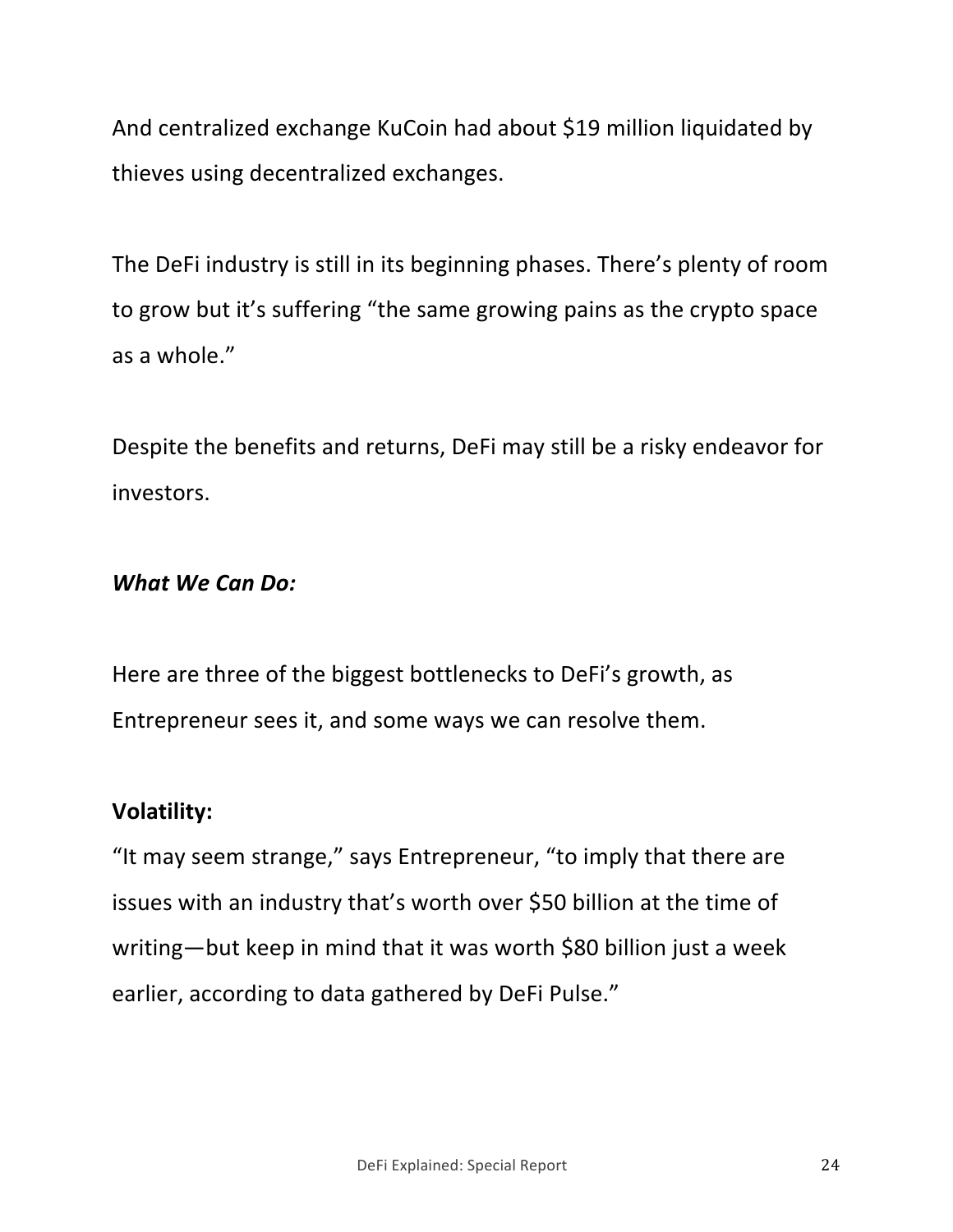And centralized exchange KuCoin had about $19 million liquidated by thieves using decentralized exchanges.

The DeFi industry is still in its beginning phases. There's plenty of room to grow but it's suffering "the same growing pains as the crypto space as a whole."

Despite the benefits and returns, DeFi may still be a risky endeavor for investors.

***What We Can Do:***

Here are three of the biggest bottlenecks to DeFi's growth, as Entrepreneur sees it, and some ways we can resolve them.

**Volatility:**

"It may seem strange," says Entrepreneur, "to imply that there are issues with an industry that's worth over $50 billion at the time of writing—but keep in mind that it was worth $80 billion just a week earlier, according to data gathered by DeFi Pulse."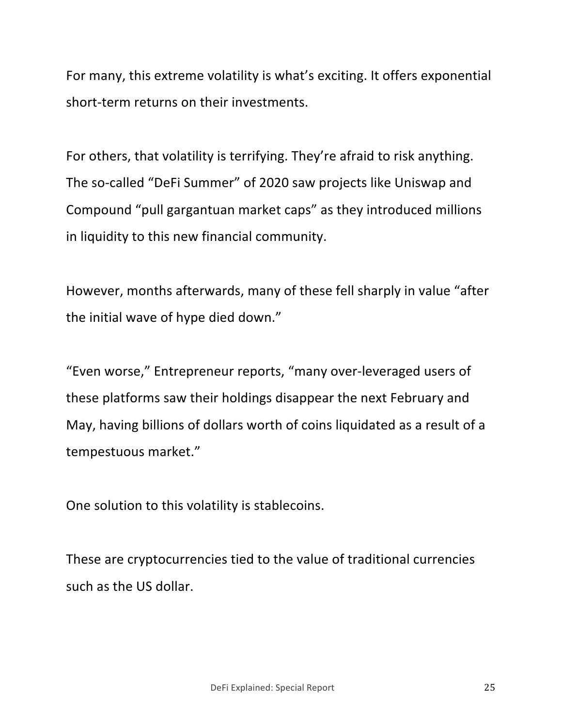For many, this extreme volatility is what's exciting. It offers exponential short-term returns on their investments.

For others, that volatility is terrifying. They're afraid to risk anything. The so-called "DeFi Summer" of 2020 saw projects like Uniswap and Compound "pull gargantuan market caps" as they introduced millions in liquidity to this new financial community.

However, months afterwards, many of these fell sharply in value "after the initial wave of hype died down."

"Even worse," Entrepreneur reports, "many over-leveraged users of these platforms saw their holdings disappear the next February and May, having billions of dollars worth of coins liquidated as a result of a tempestuous market."

One solution to this volatility is stablecoins.

These are cryptocurrencies tied to the value of traditional currencies such as the US dollar.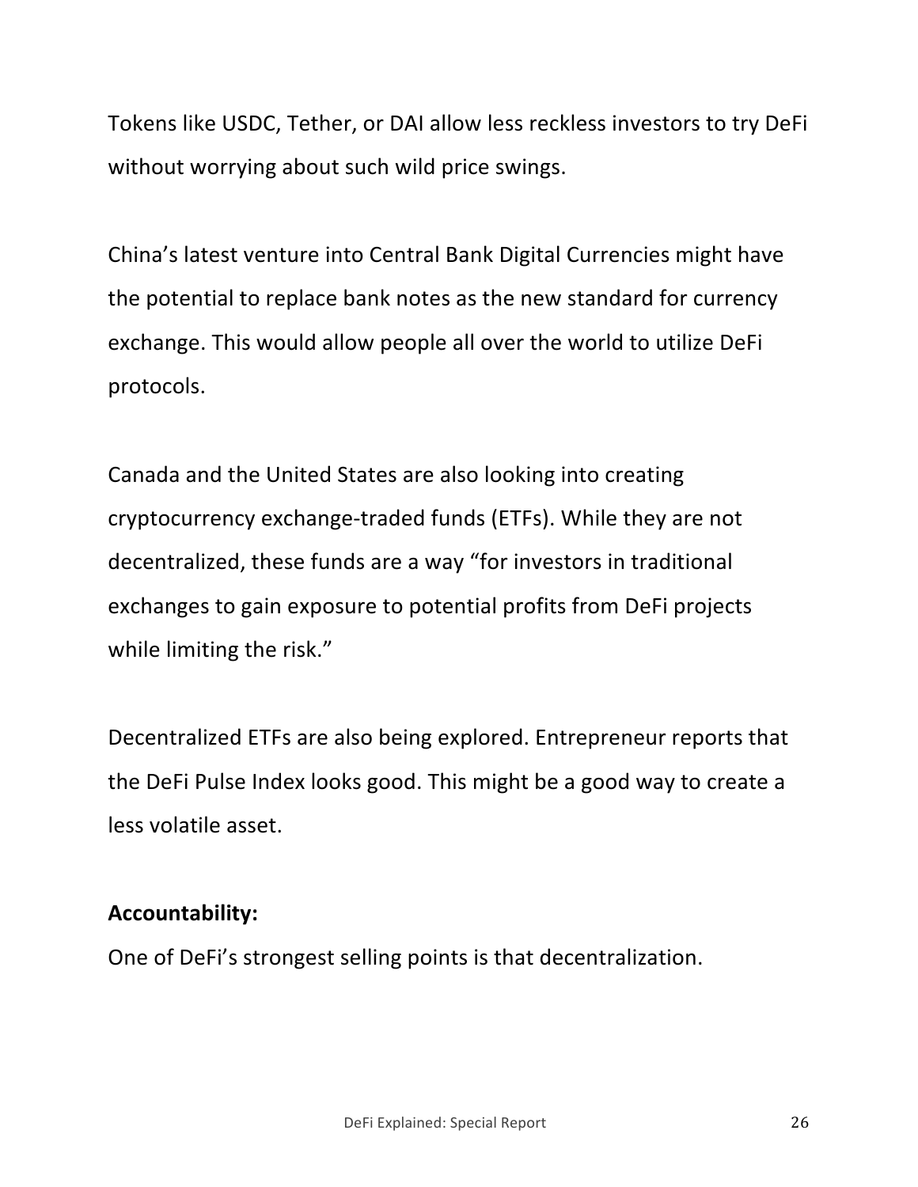Tokens like USDC, Tether, or DAI allow less reckless investors to try DeFi without worrying about such wild price swings.

China's latest venture into Central Bank Digital Currencies might have the potential to replace bank notes as the new standard for currency exchange. This would allow people all over the world to utilize DeFi protocols.

Canada and the United States are also looking into creating cryptocurrency exchange-traded funds (ETFs). While they are not decentralized, these funds are a way "for investors in traditional exchanges to gain exposure to potential profits from DeFi projects while limiting the risk."

Decentralized ETFs are also being explored. Entrepreneur reports that the DeFi Pulse Index looks good. This might be a good way to create a less volatile asset.

**Accountability:**

One of DeFi's strongest selling points is that decentralization.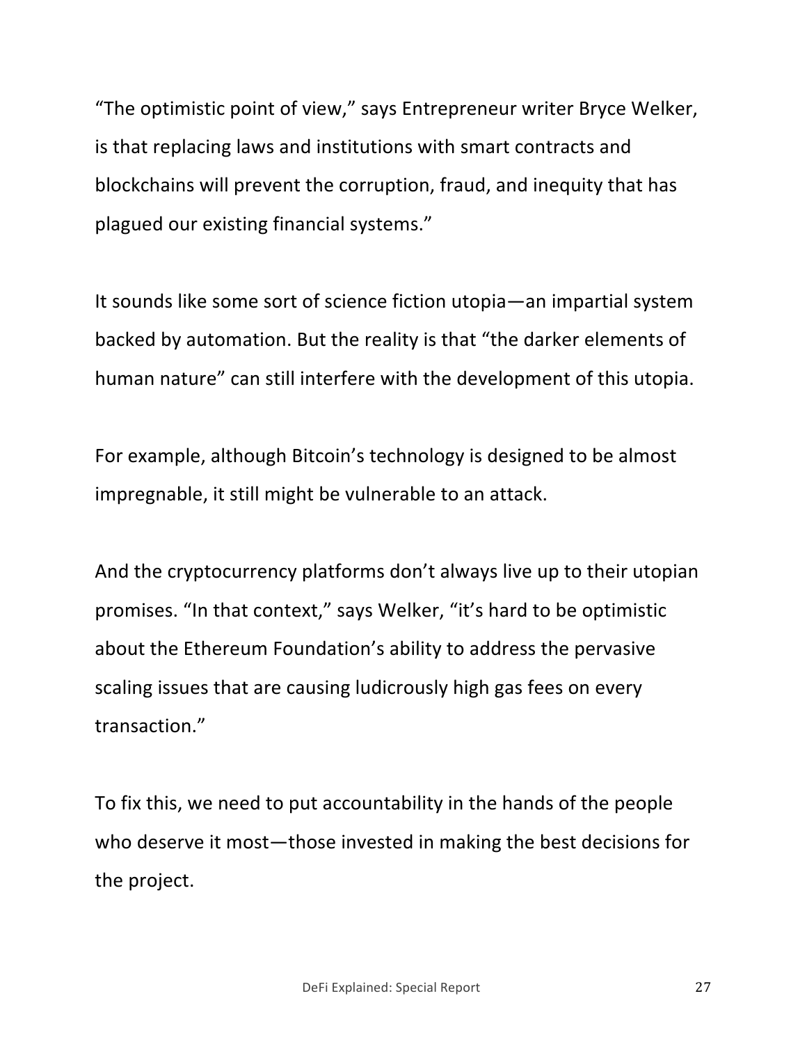“The optimistic point of view,” says Entrepreneur writer Bryce Welker, is that replacing laws and institutions with smart contracts and blockchains will prevent the corruption, fraud, and inequity that has plagued our existing financial systems.”

It sounds like some sort of science fiction utopia—an impartial system backed by automation. But the reality is that “the darker elements of human nature” can still interfere with the development of this utopia.

For example, although Bitcoin’s technology is designed to be almost impregnable, it still might be vulnerable to an attack.

And the cryptocurrency platforms don’t always live up to their utopian promises. “In that context,” says Welker, “it’s hard to be optimistic about the Ethereum Foundation’s ability to address the pervasive scaling issues that are causing ludicrously high gas fees on every transaction.”

To fix this, we need to put accountability in the hands of the people who deserve it most—those invested in making the best decisions for the project.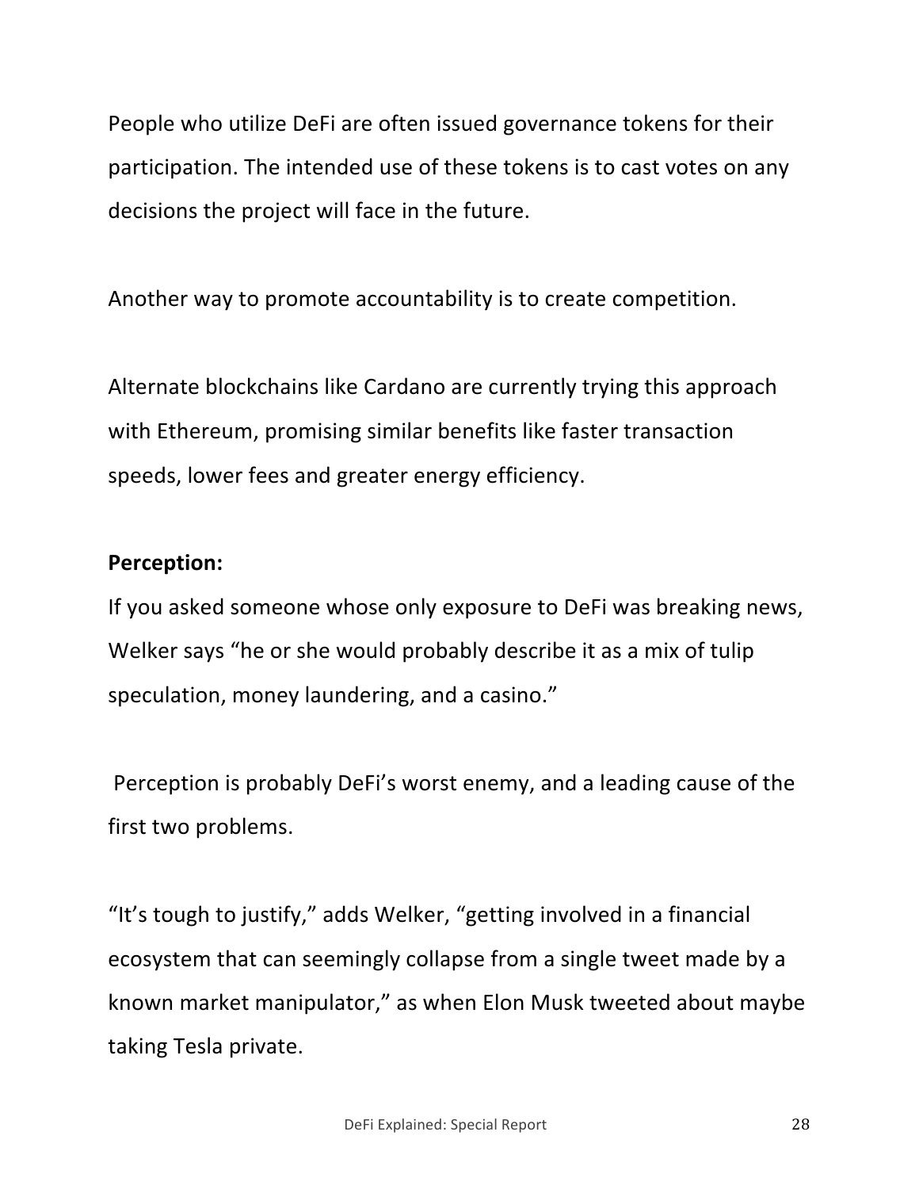People who utilize DeFi are often issued governance tokens for their participation. The intended use of these tokens is to cast votes on any decisions the project will face in the future.

Another way to promote accountability is to create competition.

Alternate blockchains like Cardano are currently trying this approach with Ethereum, promising similar benefits like faster transaction speeds, lower fees and greater energy efficiency.

**Perception:**

If you asked someone whose only exposure to DeFi was breaking news, Welker says "he or she would probably describe it as a mix of tulip speculation, money laundering, and a casino."

Perception is probably DeFi's worst enemy, and a leading cause of the first two problems.

"It's tough to justify," adds Welker, "getting involved in a financial ecosystem that can seemingly collapse from a single tweet made by a known market manipulator," as when Elon Musk tweeted about maybe taking Tesla private.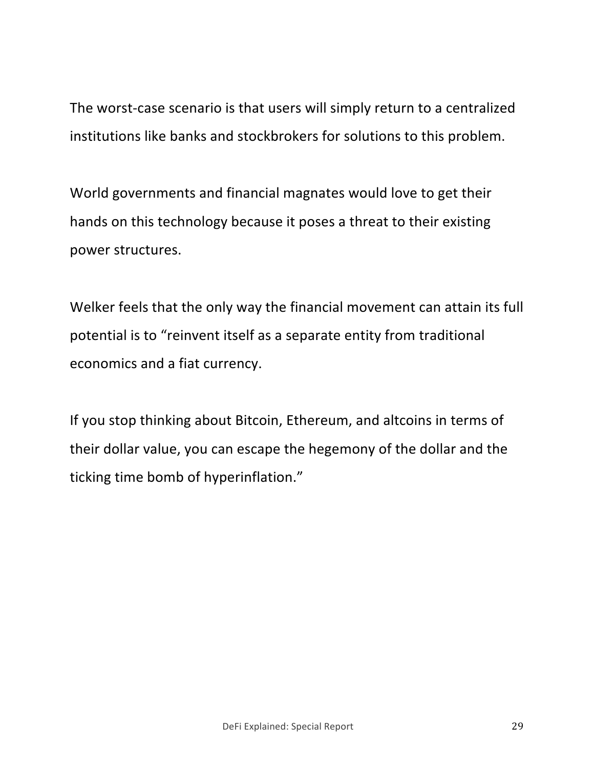The worst-case scenario is that users will simply return to a centralized institutions like banks and stockbrokers for solutions to this problem.

World governments and financial magnates would love to get their hands on this technology because it poses a threat to their existing power structures.

Welker feels that the only way the financial movement can attain its full potential is to "reinvent itself as a separate entity from traditional economics and a fiat currency.

If you stop thinking about Bitcoin, Ethereum, and altcoins in terms of their dollar value, you can escape the hegemony of the dollar and the ticking time bomb of hyperinflation."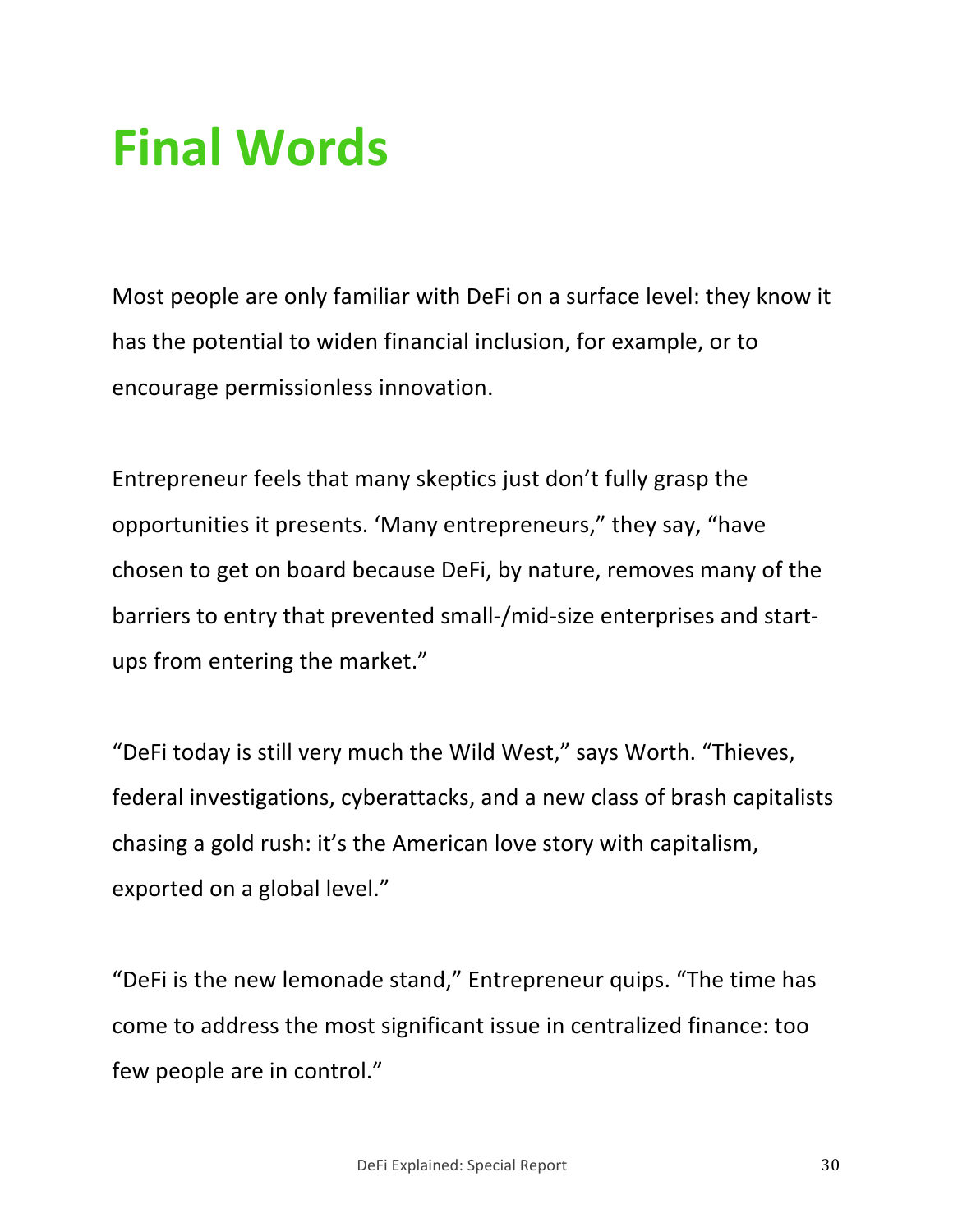# Final Words

Most people are only familiar with DeFi on a surface level: they know it has the potential to widen financial inclusion, for example, or to encourage permissionless innovation.

Entrepreneur feels that many skeptics just don't fully grasp the opportunities it presents. 'Many entrepreneurs," they say, "have chosen to get on board because DeFi, by nature, removes many of the barriers to entry that prevented small-/mid-size enterprises and start-ups from entering the market."

"DeFi today is still very much the Wild West," says Worth. "Thieves, federal investigations, cyberattacks, and a new class of brash capitalists chasing a gold rush: it's the American love story with capitalism, exported on a global level."

"DeFi is the new lemonade stand," Entrepreneur quips. "The time has come to address the most significant issue in centralized finance: too few people are in control."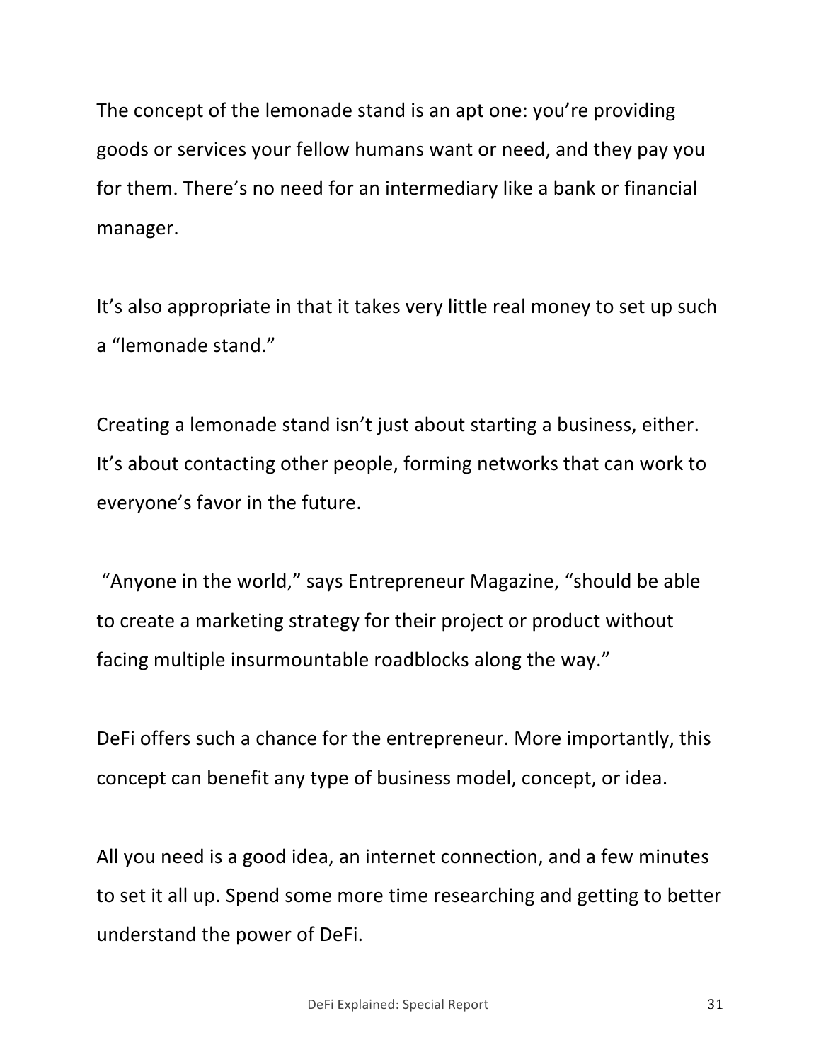The concept of the lemonade stand is an apt one: you're providing goods or services your fellow humans want or need, and they pay you for them. There's no need for an intermediary like a bank or financial manager.

It's also appropriate in that it takes very little real money to set up such a "lemonade stand."

Creating a lemonade stand isn't just about starting a business, either. It's about contacting other people, forming networks that can work to everyone's favor in the future.

"Anyone in the world," says Entrepreneur Magazine, "should be able to create a marketing strategy for their project or product without facing multiple insurmountable roadblocks along the way."

DeFi offers such a chance for the entrepreneur. More importantly, this concept can benefit any type of business model, concept, or idea.

All you need is a good idea, an internet connection, and a few minutes to set it all up. Spend some more time researching and getting to better understand the power of DeFi.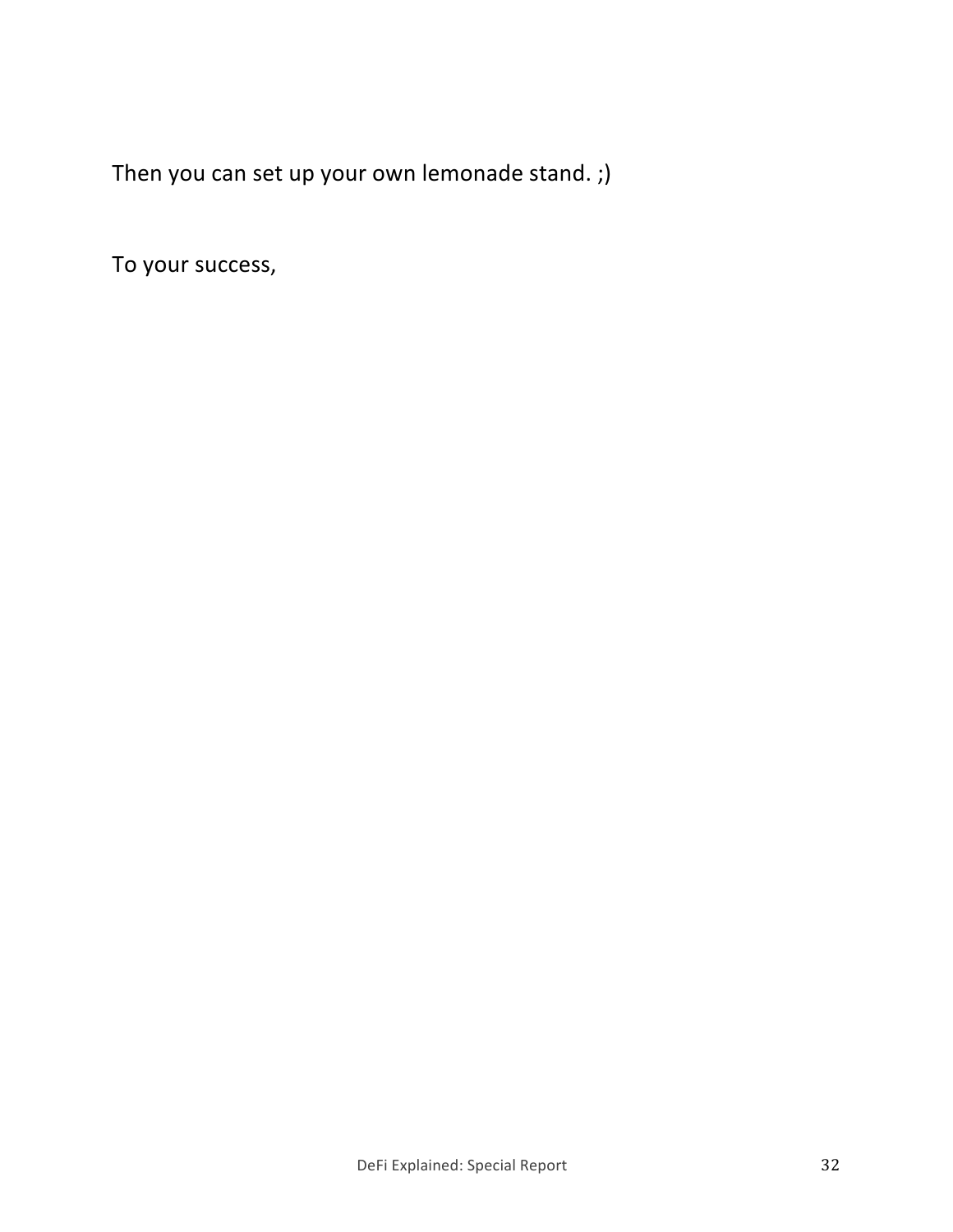Then you can set up your own lemonade stand. ;)

To your success,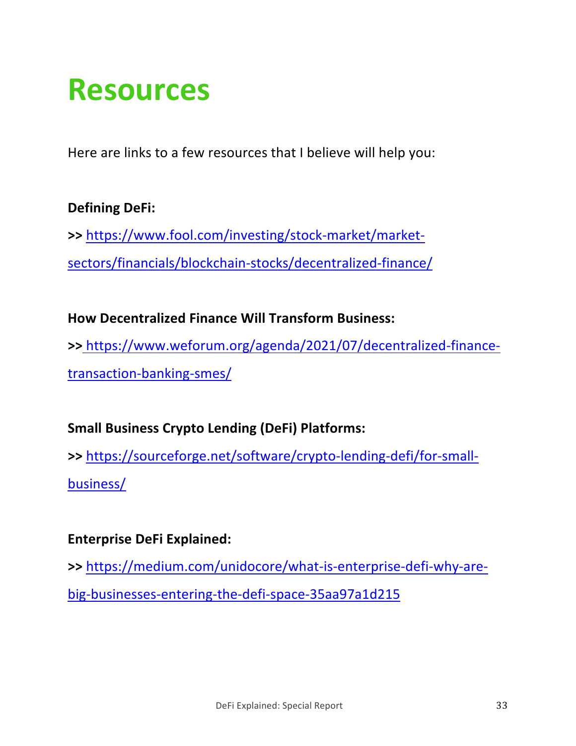# Resources

Here are links to a few resources that I believe will help you:

**Defining DeFi:**

**>>** https://www.fool.com/investing/stock-market/market-sectors/financials/blockchain-stocks/decentralized-finance/

**How Decentralized Finance Will Transform Business:**

**>>** https://www.weforum.org/agenda/2021/07/decentralized-finance-transaction-banking-smes/

**Small Business Crypto Lending (DeFi) Platforms:**

**>>** https://sourceforge.net/software/crypto-lending-defi/for-small-business/

**Enterprise DeFi Explained:**

**>>** https://medium.com/unidocore/what-is-enterprise-defi-why-are-big-businesses-entering-the-defi-space-35aa97a1d215